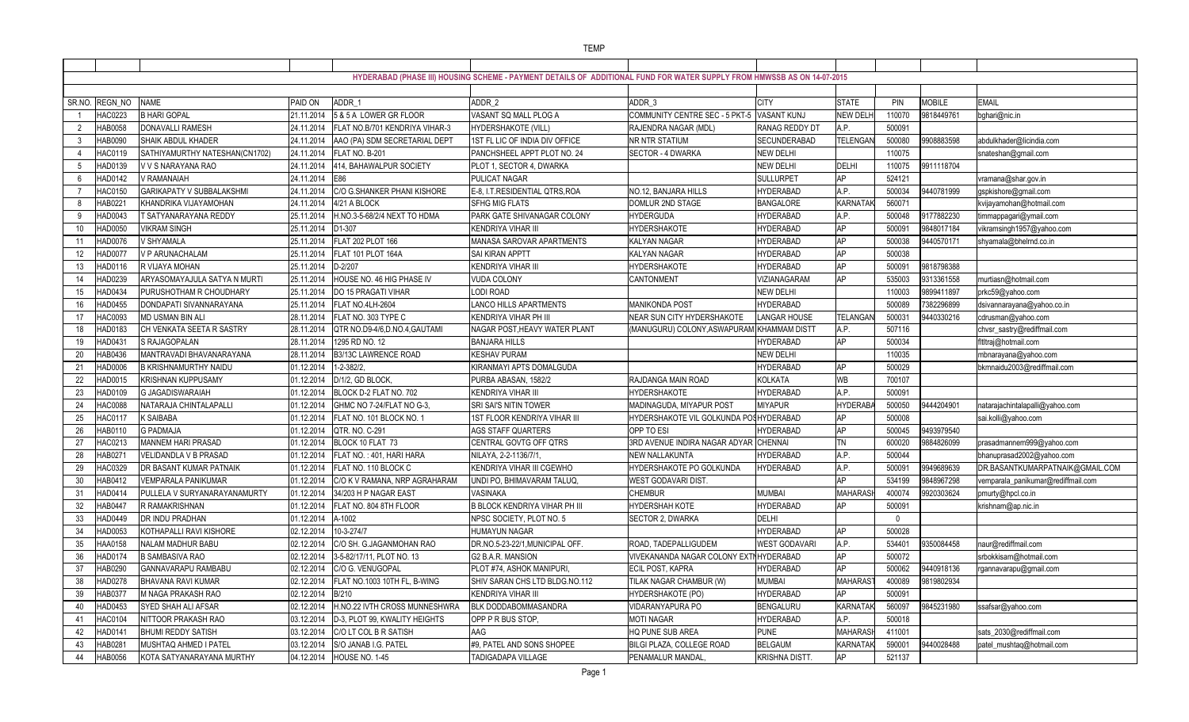TEMP

**HYDERABAD (PHASE III) HOUSING SCHEME - PAYMENT DETAILS OF ADDITIONAL FUND FOR WATER SUPPLY FROM HMWSSB AS ON 14-07-2015**

| SR.NO. | REGN_NO | NAME | PAID ON | ADDR_1 | ADDR_2 | ADDR_3 | CITY | STATE | PIN | MOBILE | EMAIL |
|---|---|---|---|---|---|---|---|---|---|---|---|
| 1 | HAC0223 | B HARI GOPAL | 21.11.2014 | 5 & 5 A LOWER GR FLOOR | VASANT SQ MALL PLOG A | COMMUNITY CENTRE SEC - 5 PKT-5 | VASANT KUNJ | NEW DELH | 110070 | 9818449761 | bghari@nic.in |
| 2 | HAB0058 | DONAVALLI RAMESH | 24.11.2014 | FLAT NO.B/701 KENDRIYA VIHAR-3 | HYDERSHAKOTE (VILL) | RAJENDRA NAGAR (MDL) | RANAG REDDY DT | A.P. | 500091 | | |
| 3 | HAB0090 | SHAIK ABDUL KHADER | 24.11.2014 | AAO (PA) SDM SECRETARIAL DEPT | 1ST FL LIC OF INDIA DIV OFFICE | NR NTR STATIUM | SECUNDERABAD | TELENGAN | 500080 | 9908883598 | abdulkhader@licindia.com |
| 4 | HAC0119 | SATHIYAMURTHY NATESHAN(CN1702) | 24.11.2014 | FLAT NO. B-201 | PANCHSHEEL APPT PLOT NO. 24 | SECTOR - 4 DWARKA | NEW DELHI | | 110075 | | snateshan@gmail.com |
| 5 | HAD0139 | V V S NARAYANA RAO | 24.11.2014 | 414, BAHAWALPUR SOCIETY | PLOT 1, SECTOR 4, DWARKA | | NEW DELHI | DELHI | 110075 | 9911118704 | |
| 6 | HAD0142 | V RAMANAIAH | 24.11.2014 | E86 | PULICAT NAGAR | | SULLURPET | AP | 524121 | | vramana@shar.gov.in |
| 7 | HAC0150 | GARIKAPATY V SUBBALAKSHMI | 24.11.2014 | C/O G.SHANKER PHANI KISHORE | E-8, I.T.RESIDENTIAL QTRS,ROA | NO.12, BANJARA HILLS | HYDERABAD | A.P. | 500034 | 9440781999 | gspkishore@gmail.com |
| 8 | HAB0221 | KHANDRIKA VIJAYAMOHAN | 24.11.2014 | 4/21 A BLOCK | SFHG MIG FLATS | DOMLUR 2ND STAGE | BANGALORE | KARNATAK | 560071 | | kvijayamohan@hotmail.com |
| 9 | HAD0043 | T SATYANARAYANA REDDY | 25.11.2014 | H.NO.3-5-68/2/4 NEXT TO HDMA | PARK GATE SHIVANAGAR COLONY | HYDERGUDA | HYDERABAD | A.P. | 500048 | 9177882230 | timmappagari@ymail.com |
| 10 | HAD0050 | VIKRAM SINGH | 25.11.2014 | D1-307 | KENDRIYA VIHAR III | HYDERSHAKOTE | HYDERABAD | AP | 500091 | 9848017184 | vikramsingh1957@yahoo.com |
| 11 | HAD0076 | V SHYAMALA | 25.11.2014 | FLAT 202 PLOT 166 | MANASA SAROVAR APARTMENTS | KALYAN NAGAR | HYDERABAD | AP | 500038 | 9440570171 | shyamala@bhelrnd.co.in |
| 12 | HAD0077 | V P ARUNACHALAM | 25.11.2014 | FLAT 101 PLOT 164A | SAI KIRAN APPTT | KALYAN NAGAR | HYDERABAD | AP | 500038 | | |
| 13 | HAD0116 | R VIJAYA MOHAN | 25.11.2014 | D-2/207 | KENDRIYA VIHAR III | HYDERSHAKOTE | HYDERABAD | AP | 500091 | 9818798388 | |
| 14 | HAD0239 | ARYASOMAYAJULA SATYA N MURTI | 25.11.2014 | HOUSE NO. 46 HIG PHASE IV | VUDA COLONY | CANTONMENT | VIZIANAGARAM | AP | 535003 | 9313361558 | murtiasn@hotmail.com |
| 15 | HAD0434 | PURUSHOTHAM R CHOUDHARY | 25.11.2014 | DO 15 PRAGATI VIHAR | LODI ROAD | | NEW DELHI | | 110003 | 9899411897 | prkc59@yahoo.com |
| 16 | HAD0455 | DONDAPATI SIVANNARAYANA | 25.11.2014 | FLAT NO.4LH-2604 | LANCO HILLS APARTMENTS | MANIKONDA POST | HYDERABAD | | 500089 | 7382296899 | dsivannarayana@yahoo.co.in |
| 17 | HAC0093 | MD USMAN BIN ALI | 28.11.2014 | FLAT NO. 303 TYPE C | KENDRIYA VIHAR PH III | NEAR SUN CITY HYDERSHAKOTE | LANGAR HOUSE | TELANGAN | 500031 | 9440330216 | cdrusman@yahoo.com |
| 18 | HAD0183 | CH VENKATA SEETA R SASTRY | 28.11.2014 | QTR NO.D9-4/6,D.NO.4,GAUTAMI | NAGAR POST,HEAVY WATER PLANT | (MANUGURU) COLONY,ASWAPURAM | KHAMMAM DISTT | A.P. | 507116 | | chvsr_sastry@rediffmail.com |
| 19 | HAD0431 | S RAJAGOPALAN | 28.11.2014 | 1295 RD NO. 12 | BANJARA HILLS | | HYDERABAD | AP | 500034 | | ftltraj@hotmail.com |
| 20 | HAD0436 | MANTRAVADI BHAVANARAYANA | 28.11.2014 | B3/13C LAWRENCE ROAD | KESHAV PURAM | | NEW DELHI | | 110035 | | mbnarayana@yahoo.com |
| 21 | HAD0006 | B KRISHNAMURTHY NAIDU | 01.12.2014 | 1-2-382/2, | KIRANMAYI APTS DOMALGUDA | | HYDERABAD | AP | 500029 | | bkmnaidu2003@rediffmail.com |
| 22 | HAD0015 | KRISHNAN KUPPUSAMY | 01.12.2014 | D/1/2, GD BLOCK, | PURBA ABASAN, 1582/2 | RAJDANGA MAIN ROAD | KOLKATA | WB | 700107 | | |
| 23 | HAD0109 | G JAGADISWARAIAH | 01.12.2014 | BLOCK D-2 FLAT NO. 702 | KENDRIYA VIHAR III | HYDERSHAKOTE | HYDERABAD | A.P. | 500091 | | |
| 24 | HAC0088 | NATARAJA CHINTALAPALLI | 01.12.2014 | GHMC NO 7-24/FLAT NO G-3, | SRI SAI'S NITIN TOWER | MADINAGUDA, MIYAPUR POST | MIYAPUR | HYDERABA | 500050 | 9444204901 | natarajachintalapalli@yahoo.com |
| 25 | HAC0117 | K SAIBABA | 01.12.2014 | FLAT NO. 101 BLOCK NO. 1 | 1ST FLOOR KENDRIYA VIHAR III | HYDERSHAKOTE VIL GOLKUNDA PO | HYDERABAD | AP | 500008 | | sai.kolli@yahoo.com |
| 26 | HAB0110 | G PADMAJA | 01.12.2014 | QTR. NO. C-291 | AGS STAFF QUARTERS | OPP TO ESI | HYDERABAD | AP | 500045 | 9493979540 | |
| 27 | HAC0213 | MANNEM HARI PRASAD | 01.12.2014 | BLOCK 10 FLAT 73 | CENTRAL GOVTG OFF QTRS | 3RD AVENUE INDIRA NAGAR ADYAR | CHENNAI | TN | 600020 | 9884826099 | prasadmannem999@yahoo.com |
| 28 | HAB0271 | VELIDANDLA V B PRASAD | 01.12.2014 | FLAT NO. : 401, HARI HARA | NILAYA, 2-2-1136/7/1, | NEW NALLAKUNTA | HYDERABAD | A.P. | 500044 | | bhanuprasad2002@yahoo.com |
| 29 | HAC0329 | DR BASANT KUMAR PATNAIK | 01.12.2014 | FLAT NO. 110 BLOCK C | KENDRIYA VIHAR III CGEWHO | HYDERSHAKOTE PO GOLKUNDA | HYDERABAD | A.P. | 500091 | 9949689639 | DR.BASANTKUMARPATNAIK@GMAIL.COM |
| 30 | HAB0412 | VEMPARALA PANIKUMAR | 01.12.2014 | C/O K V RAMANA, NRP AGRAHARAM | UNDI PO, BHIMAVARAM TALUQ, | WEST GODAVARI DIST. | | AP | 534199 | 9848967298 | vemparala_panikumar@rediffmail.com |
| 31 | HAD0414 | PULLELA V SURYANARAYANAMURTY | 01.12.2014 | 34/203 H P NAGAR EAST | VASINAKA | CHEMBUR | MUMBAI | MAHARASH | 400074 | 9920303624 | pmurty@hpcl.co.in |
| 32 | HAB0447 | R RAMAKRISHNAN | 01.12.2014 | FLAT NO. 804 8TH FLOOR | B BLOCK KENDRIYA VIHAR PH III | HYDERSHAH KOTE | HYDERABAD | AP | 500091 | | krishnam@ap.nic.in |
| 33 | HAD0449 | DR INDU PRADHAN | 01.12.2014 | A-1002 | NPSC SOCIETY, PLOT NO. 5 | SECTOR 2, DWARKA | DELHI | | 0 | | |
| 34 | HAD0053 | KOTHAPALLI RAVI KISHORE | 02.12.2014 | 10-3-274/7 | HUMAYUN NAGAR | | HYDERABAD | AP | 500028 | | |
| 35 | HAA0158 | NALAM MADHUR BABU | 02.12.2014 | C/O SH. G.JAGANMOHAN RAO | DR.NO.5-23-22/1,MUNICIPAL OFF. | ROAD, TADEPALLIGUDEM | WEST GODAVARI | A.P. | 534401 | 9350084458 | naur@rediffmail.com |
| 36 | HAD0174 | B SAMBASIVA RAO | 02.12.2014 | 3-5-82/17/11, PLOT NO. 13 | G2 B.A.R. MANSION | VIVEKANANDA NAGAR COLONY EXTN | HYDERABAD | AP | 500072 | | srbokkisam@hotmail.com |
| 37 | HAB0290 | GANNAVARAPU RAMBABU | 02.12.2014 | C/O G. VENUGOPAL | PLOT #74, ASHOK MANIPURI, | ECIL POST, KAPRA | HYDERABAD | AP | 500062 | 9440918136 | rgannavarapu@gmail.com |
| 38 | HAD0278 | BHAVANA RAVI KUMAR | 02.12.2014 | FLAT NO.1003 10TH FL, B-WING | SHIV SARAN CHS LTD BLDG.NO.112 | TILAK NAGAR CHAMBUR (W) | MUMBAI | MAHARAST | 400089 | 9819802934 | |
| 39 | HAB0377 | M NAGA PRAKASH RAO | 02.12.2014 | B/210 | KENDRIYA VIHAR III | HYDERSHAKOTE (PO) | HYDERABAD | AP | 500091 | | |
| 40 | HAD0453 | SYED SHAH ALI AFSAR | 02.12.2014 | H.NO.22 IVTH CROSS MUNNESHWRA | BLK DODDABOMMASANDRA | VIDARANYAPURA PO | BENGALURU | KARNATAK | 560097 | 9845231980 | ssafsar@yahoo.com |
| 41 | HAC0104 | NITTOOR PRAKASH RAO | 03.12.2014 | D-3, PLOT 99, KWALITY HEIGHTS | OPP P R BUS STOP, | MOTI NAGAR | HYDERABAD | A.P. | 500018 | | |
| 42 | HAD0141 | BHUMI REDDY SATISH | 03.12.2014 | C/O LT COL B R SATISH | AAG | HQ PUNE SUB AREA | PUNE | MAHARASH | 411001 | | sats_2030@rediffmail.com |
| 43 | HAB0281 | MUSHTAQ AHMED I PATEL | 03.12.2014 | S/O JANAB I.G. PATEL | #9, PATEL AND SONS SHOPEE | BILGI PLAZA, COLLEGE ROAD | BELGAUM | KARNATAK | 590001 | 9440028488 | patel_mushtaq@hotmail.com |
| 44 | HAB0056 | KOTA SATYANARAYANA MURTHY | 04.12.2014 | HOUSE NO. 1-45 | TADIGADAPA VILLAGE | PENAMALUR MANDAL, | KRISHNA DISTT. | AP | 521137 | | |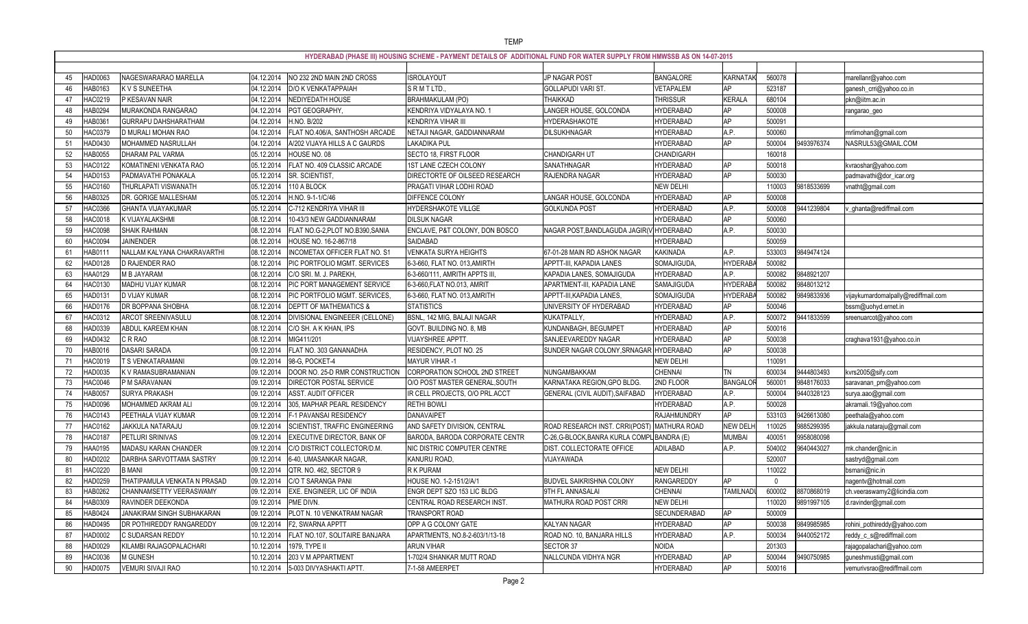TEMP

| HYDERABAD (PHASE III) HOUSING SCHEME - PAYMENT DETAILS OF ADDITIONAL FUND FOR WATER SUPPLY FROM HMWSSB AS ON 14-07-2015 | | | | | | | | | | | |
|---|---|---|---|---|---|---|---|---|---|---|---|
| 45 | HAD0063 | NAGESWARARAO MARELLA | 04.12.2014 | NO 232 2ND MAIN 2ND CROSS | ISROLAYOUT | JP NAGAR POST | BANGALORE | KARNATAK | 560078 | | marellanr@yahoo.com |
| 46 | HAB0163 | K V S SUNEETHA | 04.12.2014 | D/O K VENKATAPPAIAH | S R M T LTD., | GOLLAPUDI VARI ST. | VETAPALEM | AP | 523187 | | ganesh_crri@yahoo.co.in |
| 47 | HAC0219 | P KESAVAN NAIR | 04.12.2014 | NEDIYEDATH HOUSE | BRAHMAKULAM (PO) | THAIKKAD | THRISSUR | KERALA | 680104 | | pkn@iitm.ac.in |
| 48 | HAB0294 | MURAKONDA RANGARAO | 04.12.2014 | PGT GEOGRAPHY, | KENDRIYA VIDYALAYA NO. 1 | LANGER HOUSE, GOLCONDA | HYDERABAD | AP | 500008 | | rangarao_geo |
| 49 | HAB0361 | GURRAPU DAHSHARATHAM | 04.12.2014 | H.NO. B/202 | KENDRIYA VIHAR III | HYDERASHAKOTE | HYDERABAD | AP | 500091 | | |
| 50 | HAC0379 | D MURALI MOHAN RAO | 04.12.2014 | FLAT NO.406/A, SANTHOSH ARCADE | NETAJI NAGAR, GADDIANNARAM | DILSUKHNAGAR | HYDERABAD | A.P. | 500060 | | mrlimohan@gmail.com |
| 51 | HAD0430 | MOHAMMED NASRULLAH | 04.12.2014 | A/202 VIJAYA HILLS A C GAURDS | LAKADIKA PUL | | HYDERABAD | AP | 500004 | 9493976374 | NASRUL53@GMAIL.COM |
| 52 | HAB0055 | DHARAM PAL VARMA | 05.12.2014 | HOUSE NO. 08 | SECTO 18, FIRST FLOOR | CHANDIGARH UT | CHANDIGARH | | 160018 | | |
| 53 | HAC0122 | KOMATINENI VENKATA RAO | 05.12.2014 | FLAT NO. 409 CLASSIC ARCADE | 1ST LANE CZECH COLONY | SANATHNAGAR | HYDERABAD | AP | 500018 | | kvraoshar@yahoo.com |
| 54 | HAD0153 | PADMAVATHI PONAKALA | 05.12.2014 | SR. SCIENTIST, | DIRECTORTE OF OILSEED RESEARCH | RAJENDRA NAGAR | HYDERABAD | AP | 500030 | | padmavathi@dor_icar.org |
| 55 | HAC0160 | THURLAPATI VISWANATH | 05.12.2014 | 110 A BLOCK | PRAGATI VIHAR LODHI ROAD | | NEW DELHI | | 110003 | 9818533699 | vnatht@gmail.com |
| 56 | HAB0325 | DR. GORIGE MALLESHAM | 05.12.2014 | H.NO. 9-1-1/C/46 | DIFFENCE COLONY | LANGAR HOUSE, GOLCONDA | HYDERABAD | AP | 500008 | | |
| 57 | HAC0366 | GHANTA VIJAYAKUMAR | 05.12.2014 | C-712 KENDRIYA VIHAR III | HYDERSHAKOTE VILLGE | GOLKUNDA POST | HYDERABAD | A.P. | 500008 | 9441239804 | v_ghanta@rediffmail.com |
| 58 | HAC0018 | K VIJAYALAKSHMI | 08.12.2014 | 10-43/3 NEW GADDIANNARAM | DILSUK NAGAR | | HYDERABAD | AP | 500060 | | |
| 59 | HAC0098 | SHAIK RAHMAN | 08.12.2014 | FLAT NO.G-2,PLOT NO.B390,SANIA | ENCLAVE, P&T COLONY, DON BOSCO | NAGAR POST,BANDLAGUDA JAGIR(V | HYDERABAD | A.P. | 500030 | | |
| 60 | HAC0094 | JAINENDER | 08.12.2014 | HOUSE NO. 16-2-867/18 | SAIDABAD | | HYDERABAD | | 500059 | | |
| 61 | HAB0111 | NALLAM KALYANA CHAKRAVARTHI | 08.12.2014 | INCOMETAX OFFICER FLAT NO. S1 | VENKATA SURYA HEIGHTS | 67-01-28 MAIN RD ASHOK NAGAR | KAKINADA | A.P. | 533003 | 9849474124 | |
| 62 | HAD0128 | D RAJENDER RAO | 08.12.2014 | PIC PORTFOLIO MGMT. SERVICES | 6-3-660, FLAT NO. 013,AMIRTH | APPTT-III, KAPADIA LANES | SOMAJIGUDA, | HYDERABA | 500082 | | |
| 63 | HAA0129 | M B JAYARAM | 08.12.2014 | C/O SRI. M. J. PAREKH, | 6-3-660/111, AMRITH APPTS III, | KAPADIA LANES, SOMAJIGUDA | HYDERABAD | A.P. | 500082 | 9848921207 | |
| 64 | HAC0130 | MADHU VIJAY KUMAR | 08.12.2014 | PIC PORT MANAGEMENT SERVICE | 6-3-660,FLAT NO.013, AMRIT | APARTMENT-III, KAPADIA LANE | SAMAJIGUDA | HYDERABA | 500082 | 9848013212 | |
| 65 | HAD0131 | D VIJAY KUMAR | 08.12.2014 | PIC PORTFOLIO MGMT. SERVICES, | 6-3-660, FLAT NO. 013,AMRITH | APPTT-III,KAPADIA LANES, | SOMAJIGUDA | HYDERABA | 500082 | 9849833936 | vijaykumardomalpally@rediffmail.com |
| 66 | HAD0176 | DR BOPPANA SHOBHA | 08.12.2014 | DEPTT OF MATHEMATICS & | STATISTICS | UNIVERSITY OF HYDERABAD | HYDERABAD | AP | 500046 | | bssm@uohyd.ernet.in |
| 67 | HAC0312 | ARCOT SREENIVASULU | 08.12.2014 | DIVISIONAL ENGINEEER (CELLONE) | BSNL, 142 MIG, BALAJI NAGAR | KUKATPALLY, | HYDERABAD | A.P. | 500072 | 9441833599 | sreenuarcot@yahoo.com |
| 68 | HAD0339 | ABDUL KAREEM KHAN | 08.12.2014 | C/O SH. A K KHAN, IPS | GOVT. BUILDING NO. 8, MB | KUNDANBAGH, BEGUMPET | HYDERABAD | AP | 500016 | | |
| 69 | HAD0432 | C R RAO | 08.12.2014 | MIG411/201 | VIJAYSHREE APPTT. | SANJEEVAREDDY NAGAR | HYDERABAD | AP | 500038 | | craghava1931@yahoo.co.in |
| 70 | HAB0016 | DASARI SARADA | 09.12.2014 | FLAT NO. 303 GANANADHA | RESIDENCY, PLOT NO. 25 | SUNDER NAGAR COLONY,SRNAGAR | HYDERABAD | AP | 500038 | | |
| 71 | HAC0019 | T S VENKATARAMANI | 09.12.2014 | 98-G, POCKET-4 | MAYUR VIHAR -1 | | NEW DELHI | | 110091 | | |
| 72 | HAD0035 | K V RAMASUBRAMANIAN | 09.12.2014 | DOOR NO. 25-D RMR CONSTRUCTION | CORPORATION SCHOOL 2ND STREET | NUNGAMBAKKAM | CHENNAI | TN | 600034 | 9444803493 | kvrs2005@sify.com |
| 73 | HAC0046 | P M SARAVANAN | 09.12.2014 | DIRECTOR POSTAL SERVICE | O/O POST MASTER GENERAL,SOUTH | KARNATAKA REGION,GPO BLDG. | 2ND FLOOR | BANGALOR | 560001 | 9848176033 | saravanan_pm@yahoo.com |
| 74 | HAB0057 | SURYA PRAKASH | 09.12.2014 | ASST. AUDIT OFFICER | IR CELL PROJECTS, O/O PRL.ACCT | GENERAL (CIVIL AUDIT),SAIFABAD | HYDERABAD | A.P. | 500004 | 9440328123 | surya.aao@gmail.com |
| 75 | HAD0096 | MOHAMMED AKRAM ALI | 09.12.2014 | 305, MAPHAR PEARL RESIDENCY | RETHI BOWLI | | HYDERABAD | A.P. | 500028 | | akramali.19@yahoo.com |
| 76 | HAC0143 | PEETHALA VIJAY KUMAR | 09.12.2014 | F-1 PAVANSAI RESIDENCY | DANAVAIPET | | RAJAHMUNDRY | AP | 533103 | 9426613080 | peethala@yahoo.com |
| 77 | HAC0162 | JAKKULA NATARAJU | 09.12.2014 | SCIENTIST, TRAFFIC ENGINEERING | AND SAFETY DIVISION, CENTRAL | ROAD RESEARCH INST. CRRI(POST) | MATHURA ROAD | NEW DELH | 110025 | 9885299395 | jakkula.nataraju@gmail.com |
| 78 | HAC0187 | PETLURI SRINIVAS | 09.12.2014 | EXECUTIVE DIRECTOR, BANK OF | BARODA, BARODA CORPORATE CENTR | C-26,G-BLOCK,BANRA KURLA COMPL | BANDRA (E) | MUMBAI | 400051 | 9958080098 | |
| 79 | HAA0195 | MADASU KARAN CHANDER | 09.12.2014 | C/O DISTRICT COLLECTOR/D.M. | NIC DISTRIC COMPUTER CENTRE | DIST. COLLECTORATE OFFICE | ADILABAD | A.P. | 504002 | 9640443027 | mk.chander@nic.in |
| 80 | HAD0202 | DARBHA SARVOTTAMA SASTRY | 09.12.2014 | 6-40, UMASANKAR NAGAR, | KANURU ROAD, | VIJAYAWADA | | | 520007 | | sastryd@gmail.com |
| 81 | HAC0220 | B MANI | 09.12.2014 | QTR. NO. 462, SECTOR 9 | R K PURAM | | NEW DELHI | | 110022 | | bsmani@nic.in |
| 82 | HAD0259 | THATIPAMULA VENKATA N PRASAD | 09.12.2014 | C/O T SARANGA PANI | HOUSE NO. 1-2-151/2/A/1 | BUDVEL SAIKRISHNA COLONY | RANGAREDDY | AP | 0 | | nagentv@hotmail.com |
| 83 | HAB0262 | CHANNAMSETTY VEERASWAMY | 09.12.2014 | EXE. ENGINEER, LIC OF INDIA | ENGR DEPT SZO 153 LIC BLDG | 9TH FL ANNASALAI | CHENNAI | TAMILNADU | 600002 | 8870868019 | ch.veeraswamy2@licindia.com |
| 84 | HAB0309 | RAVINDER DEEKONDA | 09.12.2014 | PME DIVN. | CENTRAL ROAD RESEARCH INST. | MATHURA ROAD POST CRRI | NEW DELHI | | 110020 | 9891997105 | d.ravinder@gmail.com |
| 85 | HAB0424 | JANAKIRAM SINGH SUBHAKARAN | 09.12.2014 | PLOT N. 10 VENKATRAM NAGAR | TRANSPORT ROAD | | SECUNDERABAD | AP | 500009 | | |
| 86 | HAD0495 | DR POTHIREDDY RANGAREDDY | 09.12.2014 | F2, SWARNA APPTT | OPP A G COLONY GATE | KALYAN NAGAR | HYDERABAD | AP | 500038 | 9849985985 | rohini_pothireddy@yahoo.com |
| 87 | HAD0002 | C SUDARSAN REDDY | 10.12.2014 | FLAT NO.107, SOLITAIRE BANJARA | APARTMENTS, NO.8-2-603/1/13-18 | ROAD NO. 10, BANJARA HILLS | HYDERABAD | A.P. | 500034 | 9440052172 | reddy_c_s@rediffmail.com |
| 88 | HAD0029 | KILAMBI RAJAGOPALACHARI | 10.12.2014 | 1979, TYPE II | ARUN VIHAR | SECTOR 37 | NOIDA | | 201303 | | rajagopalachari@yahoo.com |
| 89 | HAC0036 | M GUNESH | 10.12.2014 | 203 V M APPARTMENT | 1-702/4 SHANKAR MUTT ROAD | NALLCUNDA VIDHYA NGR | HYDERABAD | AP | 500044 | 9490750985 | guneshmusti@gmail.com |
| 90 | HAD0075 | VEMURI SIVAJI RAO | 10.12.2014 | 5-003 DIVYASHAKTI APTT. | 7-1-58 AMEERPET | | HYDERABAD | AP | 500016 | | vemurivsrao@rediffmail.com |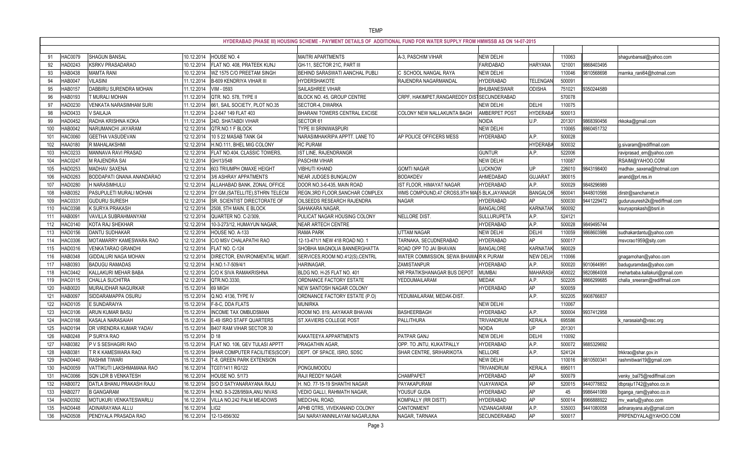TEMP

## HYDERABAD (PHASE III) HOUSING SCHEME - PAYMENT DETAILS OF ADDITIONAL FUND FOR WATER SUPPLY FROM HMWSSB AS ON 14-07-2015

| | | | | | | | | | | | |
|---|---|---|---|---|---|---|---|---|---|---|---|
| 91 | HAC0079 | SHAGUN BANSAL | 10.12.2014 | HOUSE NO. 4 | MAITRI APARTMENTS | A-3, PASCHIM VIHAR | NEW DELHI | | 110063 | | shagunbansal@yahoo.com |
| 92 | HAD0243 | KSRKV PRASADARAO | 10.12.2014 | FLAT NO. 408, PRATEEK KUNJ | GH-11, SECTOR 21C, PART III | | FARIDABAD | HARYANA | 121001 | 9868403495 | |
| 93 | HAB0438 | MAMTA RANI | 10.12.2014 | WZ 1575 C/O PREETAM SINGH | BEHIND SARASWATI AANCHAL PUBLI | C SCHOOL NANGAL RAYA | NEW DELHI | | 110046 | 9810568698 | mamka_rani64@hotmail.com |
| 94 | HAB0047 | VILASINI | 11.12.2014 | B-609 KENDRIYA VIHAR III | HYDERSHAKOTE | RAJENDRA NAGARMANDAL | HYDERABAD | TELENGAN | 500091 | | |
| 95 | HAB0157 | DABBIRU SURENDRA MOHAN | 11.12.2014 | VIM - 0593 | SAILASHREE VIHAR | | BHUBANESWAR | ODISHA | 751021 | 9350244589 | |
| 96 | HAB0193 | T MURALI MOHAN | 11.12.2014 | QTR. NO. 578, TYPE II | BLOCK NO. 45, GROUP CENTRE | CRPF, HAKIMPET,RANGAREDDY DIST | SECUNDERABAD | | 570078 | | |
| 97 | HAD0230 | VENKATA NARASIMHAM SURI | 11.12.2014 | 661, SAIL SOCIETY, PLOT NO.35 | SECTOR-4, DWARKA | | NEW DELHI | DELHI | 110075 | | |
| 98 | HAD0433 | V SAILAJA | 11.12.2014 | 2-2-647 149 FLAT 403 | BHARANI TOWERS CENTRAL EXCISE | COLONY NEW NALLAKUNTA BAGH | AMBERPET POST | HYDERABA | 500013 | | |
| 99 | HAD0452 | RADHA KRISHNA KOKA | 11.12.2014 | 24D, SHATABDI VIHAR | SECTOR 61 | | NOIDA | U.P. | 201301 | 9868390456 | rkkoka@gmail.com |
| 100 | HAB0042 | NARUMANCHI JAYARAM | 12.12.2014 | QTR.NO.1 F BLOCK | TYPE III SRINIWASPURI | | NEW DELHI | | 110065 | 8860451732 | |
| 101 | HAC0060 | GEETHA VASUDEVAN | 12.12.2014 | 10 5 22 MASAB TANK G4 | NARASIMHAKRIPA APPTT. LANE TO | AP POLICE OFFICERS MESS | HYDERABAD | A.P. | 500028 | | |
| 102 | HAA0180 | R MAHALAKSHMI | 12.12.2014 | H.NO.111, BHEL MIG COLONY | RC PURAM | | | HYDERABA | 500032 | | g.sivaram@rediffmail.com |
| 103 | HAC0233 | MANNAVA RAVI PRASAD | 12.12.2014 | FLAT NO.404, CLASSIC TOWERS, | IST LINE, RAJENDRANGR | | GUNTUR | A.P. | 522006 | | raviprasad_em@yahoo.com |
| 104 | HAC0247 | M RAJENDRA SAI | 12.12.2014 | GH/13/548 | PASCHIM VIHAR | | NEW DELHI | | 110087 | | RSAIM@YAHOO.COM |
| 105 | HAD0253 | MADHAV SAXENA | 12.12.2014 | 603 TRIUMPH OMAXE HEIGHT | VIBHUTI KHAND | GOMTI NAGAR | LUCKNOW | UP | 226010 | 9843198400 | madhav_saxena@hotmail.com |
| 106 | HAD0263 | BODDAPATI GNANA ANANDARAO | 12.12.2014 | 3/6 ASHRAY APPATMENTS | NEAR JUDGES BUNGALOW | BODAKDEV | AHMEDABAD | GUJARAT | 380015 | | anand@prl.res.in |
| 107 | HAD0280 | H NARASIMHULU | 12.12.2014 | ALLAHABAD BANK, ZONAL OFFICE | DOOR NO.3-6-435, MAIN ROAD | IST FLOOR, HIMAYAT NAGAR | HYDERABAD | A.P. | 500029 | 9848296989 | |
| 108 | HAB0352 | PASUPULETI MURALI MOHAN | 12.12.2014 | DY.GM,(SATELLITE),STHRN TELECM | REGN,3RD FLOOR,SANCHAR COMPLEX | WMS COMPOUND,47 CROSS,9TH MAI | 5 BLK,JAYANAGR | BANGALOR | 560041 | 9448010566 | dirstr@sancharnet.in |
| 109 | HAC0331 | GUDURU SURESH | 12.12.2014 | SR. SCIENTIST DIRECTORATE OF | OILSEEDS RESEARCH RAJENDRA | NAGAR | HYDERABAD | AP | 500030 | 9441229472 | gudurusuresh2k@rediffmail.com |
| 110 | HAC0398 | K SURYA PRAKASH | 12.12.2014 | 2508, 5TH MAIN, E BLOCK | SAHAKARA NAGAR, | | BANGALORE | KARNATAK | 560092 | | ksuryaprakash@bsnl.in |
| 111 | HAB0091 | VAVILLA SUBRAHMANYAM | 12.12.2014 | QUARTER NO. C-2/309, | PULICAT NAGAR HOUSING COLONY | NELLORE DIST. | SULLURUPETA | A.P. | 524121 | | |
| 112 | HAC0140 | KOTA RAJ SHEKHAR | 12.12.2014 | 10-3-273/12, HUMAYUN NAGAR, | NEAR ARTECH CENTRE | | HYDERABAD | A.P. | 500028 | 9849495744 | |
| 113 | HAD0156 | DANTU SUDHAKAR | 12.12.2014 | HOUSE NO. A-133 | RAMA PARK | UTTAM NAGAR | NEW DELHI | DELHI | 110059 | 9868603986 | sudhakardantu@yahoo.com |
| 114 | HAC0306 | MOTAMARRY KAMESWARA RAO | 12.12.2014 | C/O MSV CHALAPATHI RAO | 12-13-471/1 NEW 418 ROAD NO. 1 | TARNAKA, SECUDNERABAD | HYDERABAD | AP | 500017 | | msvcrao1959@sity.com |
| 115 | HAD0316 | VENKATARAO GRANDHI | 12.12.2014 | FLAT NO. C-124 | SHOBHA MAGNOLIA BANNERGHATTA | ROAD OPP TO JAI BHAVAN | BANGALORE | KARNATAK | 560029 | | |
| 116 | HAB0348 | GIDDALURI NAGA MOHAN | 12.12.2014 | DIRECTOR, ENVIRONMENTAL MGMT. | SERVICES,ROOM NO.412(S),CENTRL | WATER COMMISSION, SEWA BHAWA | R K PURAM | NEW DELH | 110066 | | gnagamohan@yahoo.com |
| 117 | HAB0393 | BADUGU RAMADAS | 12.12.2014 | H.NO.1-7-509/4/1 | HARINAGAR, | ZAMISTANPUR | HYDERABAD | A.P. | 500020 | 9010644991 | baduguramdas@yahoo.com |
| 118 | HAC0442 | KALLAKURI MEHAR BABA | 12.12.2014 | C/O K SIVA RAMAKRISHNA | BLDG NO. H-25 FLAT NO. 401 | NR PRATIKSHANAGAR BUS DEPOT | MUMBAI | MAHARASH | 400022 | 9820864008 | meharbaba.kallakuri@gmail.com |
| 119 | HAC0115 | CHALLA SUCHITRA | 12.12.2014 | QTR.NO.3330, | ORDNANCE FACTORY ESTATE | YEDDUMAILARAM | MEDAK | A.P. | 502205 | 9866299685 | challa_sreeram@rediffmail.com |
| 120 | HAB0020 | MURALIDHAR NAGURKAR | 15.12.2014 | 69 MIGH | NEW SANTOSH NAGAR COLONY | | HYDERABAD | AP | 500059 | | |
| 121 | HAB0097 | SIDDARAMAPPA OSURU | 15.12.2014 | Q.NO. 4136, TYPE IV | ORDNANCE FACTORY ESTATE (P.O) | YEDUMAILARAM, MEDAK-DIST. | | A.P. | 502205 | 9908766837 | |
| 122 | HAD0105 | E SUNDARAIYA | 15.12.2014 | F-8-C, DDA FLATS | MUNIRKA | | NEW DELHI | | 110067 | | |
| 123 | HAC0106 | ARUN KUMAR BASU | 15.12.2014 | INCOME TAX OMBUDSMAN | ROOM NO. 819, AAYAKAR BHAVAN | BASHEERBAGH | HYDERABAD | A.P. | 500004 | 9937412958 | |
| 124 | HAC0168 | KASALA NARASAIAH | 15.12.2014 | E-49 ISRO STAFF QUARTERS | ST.XAVIERS COLLEGE POST | PALLITHURA | TRIVANDRUM | KERALA | 695586 | | k_narasaiah@vssc.org |
| 125 | HAD0194 | DR VIRENDRA KUMAR YADAV | 15.12.2014 | B407 RAM VIHAR SECTOR 30 | | | NOIDA | UP | 201301 | | |
| 126 | HAD0248 | P SURYA RAO | 15.12.2014 | D 18 | KAKATEEYA APPARTMENTS | PATPAR GANJ | NEW DELHI | DELHI | 110092 | | |
| 127 | HAB0382 | P V S SESHAGIRI RAO | 15.12.2014 | FLAT NO. 106, GEV TULASI APPTT | PRAGATHIN AGAR, | OPP. TO JNTU, KUKATPALLY | HYDERABAD | A.P. | 500072 | 9885329692 | |
| 128 | HAB0381 | T R K KAMESWARA RAO | 15.12.2014 | SHAR COMPUTER FACILITIES(SCOF) | DEPT. OF SPACE, ISRO, SDSC | SHAR CENTRE, SRIHARIKOTA | NELLORE | A.P. | 524124 | | trkkrao@shar.gov.in |
| 129 | HAD0440 | RASHMI TIWARI | 15.12.2014 | T-8, GREEN PARK EXTENSION | | | NEW DELHI | | 110016 | 9810500341 | rashmitiwari19@gmail.com |
| 130 | HAD0059 | VATTIKUTI LAKSHMAMANA RAO | 16.12.2014 | TC07/1411 RG122 | PONGUMOODU | | TRIVANDRUM | KERALA | 695011 | | |
| 131 | HAC0066 | SQN LDR B VENKATESH | 16.12.2014 | HOUSE NO. 5/173 | RAJI REDDY NAGAR | CHAMPAPET | HYDERABAD | AP | 500079 | | venky_bal75@rediffmail.com |
| 132 | HAB0072 | DATLA BHANU PRAKASH RAJU | 16.12.2014 | S/O D SATYANARAYANA RAJU | H. NO. 77-15-19 SHANTHI NAGAR | PAYAKAPURAM | VIJAYAWADA | AP | 520015 | 9440778832 | dbpraju1742@yahoo.co.in |
| 133 | HAB0277 | B GANGARAM | 16.12.2014 | H.NO. 8-3-228/959/A,ANU NIVAS | VEDIO GALLI, RAHMATH NAGAR, | YOUSUF GUDA | HYDERABAD | AP | 45 | 9986441069 | bganga_ram@yahoo.co.in |
| 134 | HAD0392 | MOTUKURI VENKATESWARLU | 16.12.2014 | VILLA NO.242 PALM MEADOWS | MEDCHAL ROAD, | KOMPALLY (RR DISTT) | HYDERABAD | AP | 500014 | 9966888922 | mv_warlu@yahoo.com |
| 135 | HAD0448 | ADINARAYANA ALLU | 16.12.2014 | LIG2 | APHB QTRS, VIVEKANAND COLONY | CANTONMENT | VIZIANAGARAM | A.P. | 535003 | 9441080058 | adinarayana.aly@gmail.com |
| 136 | HAD0508 | PENDYALA PRASADA RAO | 16.12.2014 | 12-13-656/302 | SAI NARAYANNILAYAM NAGARJUNA | NAGAR, TARNAKA | SECUNDERABAD | AP | 500017 | | PRPENDYALA@YAHOO.COM |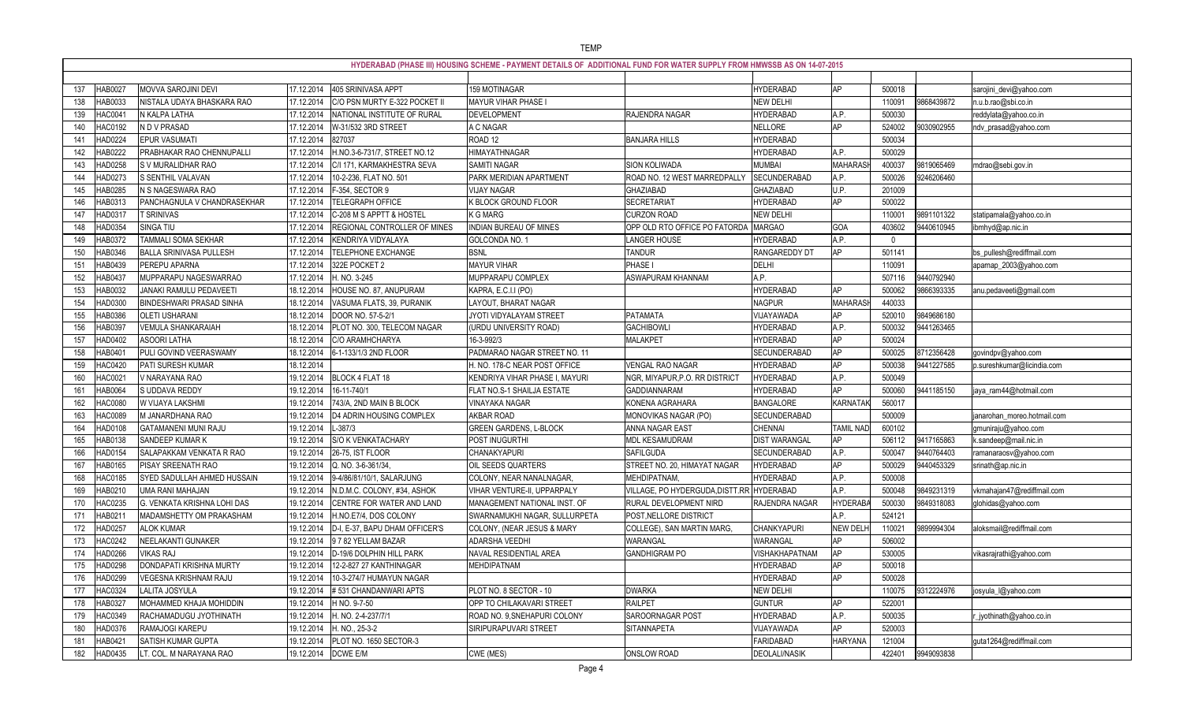TEMP

## HYDERABAD (PHASE III) HOUSING SCHEME - PAYMENT DETAILS OF ADDITIONAL FUND FOR WATER SUPPLY FROM HMWSSB AS ON 14-07-2015

| | | | | | | | | | | | | |
|---|---|---|---|---|---|---|---|---|---|---|---|---|
| 137 | HAB0027 | MOVVA SAROJINI DEVI | 17.12.2014 | 405 SRINIVASA APPT | 159 MOTINAGAR | | HYDERABAD | AP | 500018 | | sarojini_devi@yahoo.com |
| 138 | HAB0033 | NISTALA UDAYA BHASKARA RAO | 17.12.2014 | C/O PSN MURTY E-322 POCKET II | MAYUR VIHAR PHASE I | | NEW DELHI | | 110091 | 9868439872 | n.u.b.rao@sbi.co.in |
| 139 | HAC0041 | N KALPA LATHA | 17.12.2014 | NATIONAL INSTITUTE OF RURAL | DEVELOPMENT | RAJENDRA NAGAR | HYDERABAD | A.P. | 500030 | | reddylata@yahoo.co.in |
| 140 | HAC0192 | N D V PRASAD | 17.12.2014 | W-31/532 3RD STREET | A C NAGAR | | NELLORE | AP | 524002 | 9030902955 | ndv_prasad@yahoo.com |
| 141 | HAD0224 | EPUR VASUMATI | 17.12.2014 | 827037 | ROAD 12 | BANJARA HILLS | HYDERABAD | | 500034 | | |
| 142 | HAB0222 | PRABHAKAR RAO CHENNUPALLI | 17.12.2014 | H.NO.3-6-731/7, STREET NO.12 | HIMAYATHNAGAR | | HYDERABAD | A.P. | 500029 | | |
| 143 | HAD0258 | S V MURALIDHAR RAO | 17.12.2014 | C/I 171, KARMAKHESTRA SEVA | SAMITI NAGAR | SION KOLIWADA | MUMBAI | MAHARASH | 400037 | 9819065469 | mdrao@sebi.gov.in |
| 144 | HAD0273 | S SENTHIL VALAVAN | 17.12.2014 | 10-2-236, FLAT NO. 501 | PARK MERIDIAN APARTMENT | ROAD NO. 12 WEST MARREDPALLY | SECUNDERABAD | A.P. | 500026 | 9246206460 | |
| 145 | HAB0285 | N S NAGESWARA RAO | 17.12.2014 | F-354, SECTOR 9 | VIJAY NAGAR | GHAZIABAD | GHAZIABAD | U.P. | 201009 | | |
| 146 | HAB0313 | PANCHAGNULA V CHANDRASEKHAR | 17.12.2014 | TELEGRAPH OFFICE | K BLOCK GROUND FLOOR | SECRETARIAT | HYDERABAD | AP | 500022 | | |
| 147 | HAD0317 | T SRINIVAS | 17.12.2014 | C-208 M S APPTT & HOSTEL | K G MARG | CURZON ROAD | NEW DELHI | | 110001 | 9891101322 | statipamala@yahoo.co.in |
| 148 | HAD0354 | SINGA TIU | 17.12.2014 | REGIONAL CONTROLLER OF MINES | INDIAN BUREAU OF MINES | OPP OLD RTO OFFICE PO FATORDA | MARGAO | GOA | 403602 | 9440610945 | ibmhyd@ap.nic.in |
| 149 | HAB0372 | TAMMALI SOMA SEKHAR | 17.12.2014 | KENDRIYA VIDYALAYA | GOLCONDA NO. 1 | LANGER HOUSE | HYDERABAD | A.P. | 0 | | |
| 150 | HAB0346 | BALLA SRINIVASA PULLESH | 17.12.2014 | TELEPHONE EXCHANGE | BSNL | TANDUR | RANGAREDDY DT | AP | 501141 | | bs_pullesh@rediffmail.com |
| 151 | HAB0439 | PEREPU APARNA | 17.12.2014 | 322E POCKET 2 | MAYUR VIHAR | PHASE I | DELHI | | 110091 | | aparnap_2003@yahoo.com |
| 152 | HAB0437 | MUPPARAPU NAGESWARRAO | 17.12.2014 | H. NO. 3-245 | MUPPARAPU COMPLEX | ASWAPURAM KHANNAM | A.P. | | 507116 | 9440792940 | |
| 153 | HAB0032 | JANAKI RAMULU PEDAVEETI | 18.12.2014 | HOUSE NO. 87, ANUPURAM | KAPRA, E.C.I.I (PO) | | HYDERABAD | AP | 500062 | 9866393335 | anu.pedaveeti@gmail.com |
| 154 | HAD0300 | BINDESHWARI PRASAD SINHA | 18.12.2014 | VASUMA FLATS, 39, PURANIK | LAYOUT, BHARAT NAGAR | | NAGPUR | MAHARASH | 440033 | | |
| 155 | HAB0386 | OLETI USHARANI | 18.12.2014 | DOOR NO. 57-5-2/1 | JYOTI VIDYALAYAM STREET | PATAMATA | VIJAYAWADA | AP | 520010 | 9849686180 | |
| 156 | HAB0397 | VEMULA SHANKARAIAH | 18.12.2014 | PLOT NO. 300, TELECOM NAGAR | (URDU UNIVERSITY ROAD) | GACHIBOWLI | HYDERABAD | A.P. | 500032 | 9441263465 | |
| 157 | HAD0402 | ASOORI LATHA | 18.12.2014 | C/O ARAMHCHARYA | 16-3-992/3 | MALAKPET | HYDERABAD | AP | 500024 | | |
| 158 | HAB0401 | PULI GOVIND VEERASWAMY | 18.12.2014 | 6-1-133/1/3 2ND FLOOR | PADMARAO NAGAR STREET NO. 11 | | SECUNDERABAD | AP | 500025 | 8712356428 | govindpv@yahoo.com |
| 159 | HAC0420 | PATI SURESH KUMAR | 18.12.2014 | | H. NO. 178-C NEAR POST OFFICE | VENGAL RAO NAGAR | HYDERABAD | AP | 500038 | 9441227585 | p.sureshkumar@licindia.com |
| 160 | HAC0021 | V NARAYANA RAO | 19.12.2014 | BLOCK 4 FLAT 18 | KENDRIYA VIHAR PHASE I, MAYURI | NGR, MIYAPUR,P.O. RR DISTRICT | HYDERABAD | A.P. | 500049 | | |
| 161 | HAB0064 | S UDDAVA REDDY | 19.12.2014 | 16-11-740/1 | FLAT NO.S-1 SHAILJA ESTATE | GADDIANNARAM | HYDERABAD | AP | 500060 | 9441185150 | jaya_ram44@hotmail.com |
| 162 | HAC0080 | W VIJAYA LAKSHMI | 19.12.2014 | 743/A, 2ND MAIN B BLOCK | VINAYAKA NAGAR | KONENA AGRAHARA | BANGALORE | KARNATAK | 560017 | | |
| 163 | HAC0089 | M JANARDHANA RAO | 19.12.2014 | D4 ADRIN HOUSING COMPLEX | AKBAR ROAD | MONOVIKAS NAGAR (PO) | SECUNDERABAD | | 500009 | | janarohan_moreo.hotmail.com |
| 164 | HAD0108 | GATAMANENI MUNI RAJU | 19.12.2014 | L-387/3 | GREEN GARDENS, L-BLOCK | ANNA NAGAR EAST | CHENNAI | TAMIL NAD | 600102 | | gmuniraju@yahoo.com |
| 165 | HAB0138 | SANDEEP KUMAR K | 19.12.2014 | S/O K VENKATACHARY | POST INUGURTHI | MDL KESAMUDRAM | DIST WARANGAL | AP | 506112 | 9417165863 | k.sandeep@mail.nic.in |
| 166 | HAD0154 | SALAPAKKAM VENKATA R RAO | 19.12.2014 | 26-75, IST FLOOR | CHANAKYAPURI | SAFILGUDA | SECUNDERABAD | A.P. | 500047 | 9440764403 | ramanaraosv@yahoo.com |
| 167 | HAB0165 | PISAY SREENATH RAO | 19.12.2014 | Q. NO. 3-6-361/34, | OIL SEEDS QUARTERS | STREET NO. 20, HIMAYAT NAGAR | HYDERABAD | AP | 500029 | 9440453329 | srinath@ap.nic.in |
| 168 | HAC0185 | SYED SADULLAH AHMED HUSSAIN | 19.12.2014 | 9-4/86/81/10/1, SALARJUNG | COLONY, NEAR NANALNAGAR, | MEHDIPATNAM, | HYDERABAD | A.P. | 500008 | | |
| 169 | HAB0210 | UMA RANI MAHAJAN | 19.12.2014 | N.D.M.C. COLONY, #34, ASHOK | VIHAR VENTURE-II, UPPARPALY | VILLAGE, PO HYDERGUDA,DISTT.RR | HYDERABAD | A.P. | 500048 | 9849231319 | vkmahajan47@rediffmail.com |
| 170 | HAC0235 | G. VENKATA KRISHNA LOHI DAS | 19.12.2014 | CENTRE FOR WATER AND LAND | MANAGEMENT NATIONAL INST. OF | RURAL DEVELOPMENT NIRD | RAJENDRA NAGAR | HYDERABA | 500030 | 9849318083 | glohidas@yahoo.com |
| 171 | HAB0211 | MADAMSHETTY OM PRAKASHAM | 19.12.2014 | H.NO.E7/4, DOS COLONY | SWARNAMUKHI NAGAR, SULLURPETA | POST,NELLORE DISTRICT | | A.P. | 524121 | | |
| 172 | HAD0257 | ALOK KUMAR | 19.12.2014 | D-I, E-37, BAPU DHAM OFFICER'S | COLONY, (NEAR JESUS & MARY | COLLEGE), SAN MARTIN MARG, | CHANKYAPURI | NEW DELH | 110021 | 9899994304 | aloksmail@rediffmail.com |
| 173 | HAC0242 | NEELAKANTI GUNAKER | 19.12.2014 | 9 7 82 YELLAM BAZAR | ADARSHA VEEDHI | WARANGAL | WARANGAL | AP | 506002 | | |
| 174 | HAD0266 | VIKAS RAJ | 19.12.2014 | D-19/6 DOLPHIN HILL PARK | NAVAL RESIDENTIAL AREA | GANDHIGRAM PO | VISHAKHAPATNAM | AP | 530005 | | vikasrajrathi@yahoo.com |
| 175 | HAD0298 | DONDAPATI KRISHNA MURTY | 19.12.2014 | 12-2-827 27 KANTHINAGAR | MEHDIPATNAM | | HYDERABAD | AP | 500018 | | |
| 176 | HAD0299 | VEGESNA KRISHNAM RAJU | 19.12.2014 | 10-3-274/7 HUMAYUN NAGAR | | | HYDERABAD | AP | 500028 | | |
| 177 | HAC0324 | LALITA JOSYULA | 19.12.2014 | # 531 CHANDANWARI APTS | PLOT NO. 8 SECTOR - 10 | DWARKA | NEW DELHI | | 110075 | 9312224976 | josyula_l@yahoo.com |
| 178 | HAB0327 | MOHAMMED KHAJA MOHIDDIN | 19.12.2014 | H NO. 9-7-50 | OPP TO CHILAKAVARI STREET | RAILPET | GUNTUR | AP | 522001 | | |
| 179 | HAC0349 | RACHAMADUGU JYOTHINATH | 19.12.2014 | H. NO. 2-4-237/7/1 | ROAD NO. 9,SNEHAPURI COLONY | SAROORNAGAR POST | HYDERABAD | A.P. | 500035 | | r_jyothinath@yahoo.co.in |
| 180 | HAD0376 | RAMAJOGI KAREPU | 19.12.2014 | H. NO., 25-3-2 | SIRIPURAPUVARI STREET | SITANNAPETA | VIJAYAWADA | AP | 520003 | | |
| 181 | HAB0421 | SATISH KUMAR GUPTA | 19.12.2014 | PLOT NO. 1650 SECTOR-3 | | | FARIDABAD | HARYANA | 121004 | | guta1264@rediffmail.com |
| 182 | HAD0435 | LT. COL. M NARAYANA RAO | 19.12.2014 | DCWE E/M | CWE (MES) | ONSLOW ROAD | DEOLALI/NASIK | | 422401 | 9949093838 | |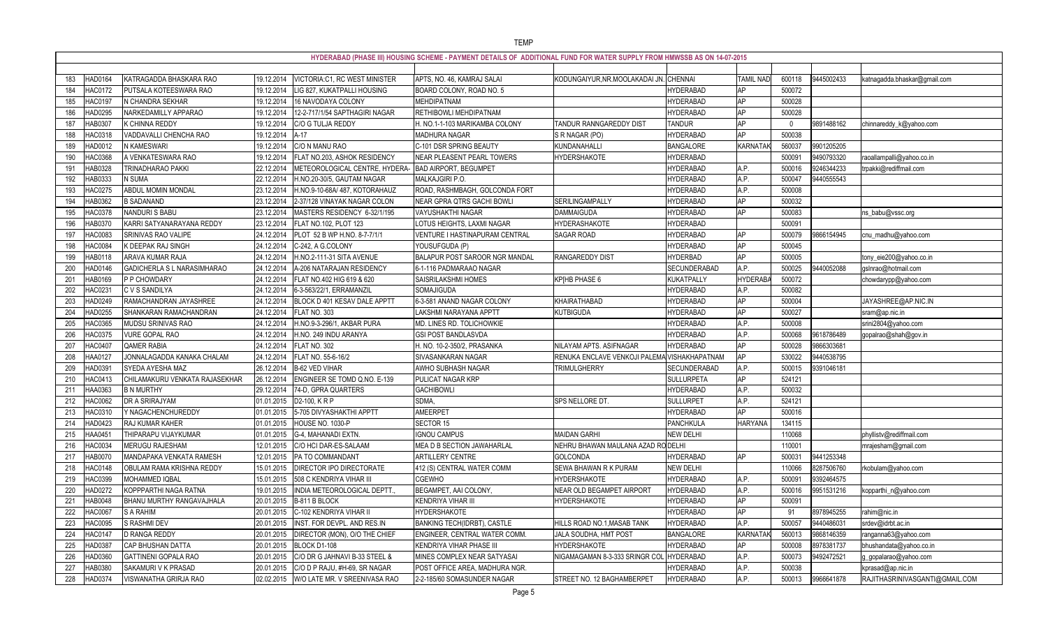TEMP

HYDERABAD (PHASE III) HOUSING SCHEME - PAYMENT DETAILS OF ADDITIONAL FUND FOR WATER SUPPLY FROM HMWSSB AS ON 14-07-2015

| | | | | | | | | | | | | |
|---|---|---|---|---|---|---|---|---|---|---|---|---|
| 183 | HAD0164 | KATRAGADDA BHASKARA RAO | 19.12.2014 | VICTORIA:C1, RC WEST MINISTER | APTS, NO. 46, KAMRAJ SALAI | KODUNGAIYUR,NR.MOOLAKADAI JN. | CHENNAI | TAMIL NAD | 600118 | 9445002433 | katnagadda.bhaskar@gmail.com |
| 184 | HAC0172 | PUTSALA KOTEESWARA RAO | 19.12.2014 | LIG 827, KUKATPALLI HOUSING | BOARD COLONY, ROAD NO. 5 | | HYDERABAD | AP | 500072 | | |
| 185 | HAC0197 | N CHANDRA SEKHAR | 19.12.2014 | 16 NAVODAYA COLONY | MEHDIPATNAM | | HYDERABAD | AP | 500028 | | |
| 186 | HAD0295 | NARKEDAMILLY APPARAO | 19.12.2014 | 12-2-717/1/54 SAPTHAGIRI NAGAR | RETHIBOWLI MEHDIPATNAM | | HYDERABAD | AP | 500028 | | |
| 187 | HAB0307 | K CHINNA REDDY | 19.12.2014 | C/O G TULJA REDDY | H. NO.1-1-103 MARIKAMBA COLONY | TANDUR RANNGAREDDY DIST | TANDUR | AP | 0 | 9891488162 | chinnareddy_k@yahoo.com |
| 188 | HAC0318 | VADDAVALLI CHENCHA RAO | 19.12.2014 | A-17 | MADHURA NAGAR | S R NAGAR (PO) | HYDERABAD | AP | 500038 | | |
| 189 | HAD0012 | N KAMESWARI | 19.12.2014 | C/O N MANU RAO | C-101 DSR SPRING BEAUTY | KUNDANAHALLI | BANGALORE | KARNATAK | 560037 | 9901205205 | |
| 190 | HAC0368 | A VENKATESWARA RAO | 19.12.2014 | FLAT NO.203, ASHOK RESIDENCY | NEAR PLEASENT PEARL TOWERS | HYDERSHAKOTE | HYDERABAD | | 500091 | 9490793320 | raoallampalli@yahoo.co.in |
| 191 | HAB0328 | TRINADHARAO PAKKI | 22.12.2014 | METEOROLOGICAL CENTRE, HYDERA- | BAD AIRPORT, BEGUMPET | | HYDERABAD | A.P. | 500016 | 9246344233 | trpakki@rediffmail.com |
| 192 | HAB0333 | N SUMA | 22.12.2014 | H.NO.20-30/5, GAUTAM NAGAR | MALKAJGIRI P.O. | | HYDERABAD | A.P. | 500047 | 9440555543 | |
| 193 | HAC0275 | ABDUL MOMIN MONDAL | 23.12.2014 | H.NO.9-10-68A/ 487, KOTORAHAUZ | ROAD, RASHMBAGH, GOLCONDA FORT | | HYDERABAD | A.P. | 500008 | | |
| 194 | HAB0362 | B SADANAND | 23.12.2014 | 2-37/128 VINAYAK NAGAR COLON | NEAR GPRA QTRS GACHI BOWLI | SERILINGAMPALLY | HYDERABAD | AP | 500032 | | |
| 195 | HAC0378 | NANDURI S BABU | 23.12.2014 | MASTERS RESIDENCY 6-32/1/195 | VAYUSHAKTHI NAGAR | DAMMAIGUDA | HYDERABAD | AP | 500083 | | ns_babu@vssc.org |
| 196 | HAB0370 | KARRI SATYANARAYANA REDDY | 23.12.2014 | FLAT NO.102, PLOT 123 | LOTUS HEIGHTS, LAXMI NAGAR | HYDERASHAKOTE | HYDERABAD | | 500091 | | |
| 197 | HAC0083 | SRINIVAS RAO VALIPE | 24.12.2014 | PLOT 52 B WP H.NO. 8-7-7/1/1 | VENTURE I HASTINAPURAM CENTRAL | SAGAR ROAD | HYDERABAD | AP | 500079 | 9866154945 | cnu_madhu@yahoo.com |
| 198 | HAC0084 | K DEEPAK RAJ SINGH | 24.12.2014 | C-242, A G.COLONY | YOUSUFGUDA (P) | | HYDERABAD | AP | 500045 | | |
| 199 | HAB0118 | ARAVA KUMAR RAJA | 24.12.2014 | H.NO.2-111-31 SITA AVENUE | BALAPUR POST SAROOR NGR MANDAL | RANGAREDDY DIST | HYDERBAD | AP | 500005 | | tony_eie200@yahoo.co.in |
| 200 | HAD0146 | GADICHERLA S L NARASIMHARAO | 24.12.2014 | A-206 NATARAJAN RESIDENCY | 6-1-116 PADMARAAO NAGAR | | SECUNDERABAD | A.P. | 500025 | 9440052088 | gslnrao@hotmail.com |
| 201 | HAB0169 | P P CHOWDARY | 24.12.2014 | FLAT NO.402 HIG 619 & 620 | SAISRILAKSHMI HOMES | KP[HB PHASE 6 | KUKATPALLY | HYDERABA | 500072 | | chowdarypp@yahoo.com |
| 202 | HAC0231 | C V S SANDILYA | 24.12.2014 | 6-3-563/22/1, ERRAMANZIL | SOMAJIGUDA | | HYDERABAD | A.P. | 500082 | | |
| 203 | HAD0249 | RAMACHANDRAN JAYASHREE | 24.12.2014 | BLOCK D 401 KESAV DALE APPTT | 6-3-581 ANAND NAGAR COLONY | KHAIRATHABAD | HYDERABAD | AP | 500004 | | JAYASHREE@AP.NIC.IN |
| 204 | HAD0255 | SHANKARAN RAMACHANDRAN | 24.12.2014 | FLAT NO. 303 | LAKSHMI NARAYANA APPTT | KUTBIGUDA | HYDERABAD | AP | 500027 | | sram@ap.nic.in |
| 205 | HAC0365 | MUDSU SRINIVAS RAO | 24.12.2014 | H.NO.9-3-296/1, AKBAR PURA | MD. LINES RD. TOLICHOWKIE | | HYDERABAD | A.P. | 500008 | | srini2804@yahoo.com |
| 206 | HAC0375 | VURE GOPAL RAO | 24.12.2014 | H.NO. 249 INDU ARANYA | GSI POST BANDLASVDA | | HYDERABAD | A.P. | 500068 | 9618786489 | gopalrao@shah@gov.in |
| 207 | HAC0407 | QAMER RABIA | 24.12.2014 | FLAT NO. 302 | H. NO. 10-2-350/2, PRASANKA | NILAYAM APTS. ASIFNAGAR | HYDERABAD | AP | 500028 | 9866303681 | |
| 208 | HAA0127 | JONNALAGADDA KANAKA CHALAM | 24.12.2014 | FLAT NO. 55-6-16/2 | SIVASANKARAN NAGAR | RENUKA ENCLAVE VENKOJI PALEMA | VISHAKHAPATNAM | AP | 530022 | 9440538795 | |
| 209 | HAD0391 | SYEDA AYESHA MAZ | 26.12.2014 | B-62 VED VIHAR | AWHO SUBHASH NAGAR | TRIMULGHERRY | SECUNDERABAD | A.P. | 500015 | 9391046181 | |
| 210 | HAC0413 | CHILAMAKURU VENKATA RAJASEKHAR | 26.12.2014 | ENGINEER SE TOMD Q.NO. E-139 | PULICAT NAGAR KRP | | SULLURPETA | AP | 524121 | | |
| 211 | HAA0363 | B N MURTHY | 29.12.2014 | 74-D, GPRA QUARTERS | GACHIBOWLI | | HYDERABAD | A.P. | 500032 | | |
| 212 | HAC0062 | DR A SRIRAJYAM | 01.01.2015 | D2-100, K R P | SDMA, | SPS NELLORE DT. | SULLURPET | A.P. | 524121 | | |
| 213 | HAC0310 | Y NAGACHENCHUREDDY | 01.01.2015 | 5-705 DIVYASHAKTHI APPTT | AMEERPET | | HYDERABAD | AP | 500016 | | |
| 214 | HAD0423 | RAJ KUMAR KAHER | 01.01.2015 | HOUSE NO. 1030-P | SECTOR 15 | | PANCHKULA | HARYANA | 134115 | | |
| 215 | HAA0451 | THIPARAPU VIJAYKUMAR | 01.01.2015 | G-4, MAHANADI EXTN. | IGNOU CAMPUS | MAIDAN GARHI | NEW DELHI | | 110068 | | phyllistv@rediffmail.com |
| 216 | HAC0034 | MERUGU RAJESHAM | 12.01.2015 | C/O HCI DAR-ES-SALAAM | MEA D B SECTION JAWAHARLAL | NEHRU BHAWAN MAULANA AZAD RO | DELHI | | 110001 | | mrajesham@gmail.com |
| 217 | HAB0070 | MANDAPAKA VENKATA RAMESH | 12.01.2015 | PA TO COMMANDANT | ARTILLERY CENTRE | GOLCONDA | HYDERABAD | AP | 500031 | 9441253348 | |
| 218 | HAC0148 | OBULAM RAMA KRISHNA REDDY | 15.01.2015 | DIRECTOR IPO DIRECTORATE | 412 (S) CENTRAL WATER COMM | SEWA BHAWAN R K PURAM | NEW DELHI | | 110066 | 8287506760 | rkobulam@yahoo.com |
| 219 | HAC0399 | MOHAMMED IQBAL | 15.01.2015 | 508 C KENDRIYA VIHAR III | CGEWHO | HYDERSHAKOTE | HYDERABAD | A.P. | 500091 | 9392464575 | |
| 220 | HAD0272 | KOPPPARTHI NAGA RATNA | 19.01.2015 | INDIA METEOROLOGICAL DEPTT., | BEGAMPET, AAI COLONY, | NEAR OLD BEGAMPET AIRPORT | HYDERABAD | A.P. | 500016 | 9951531216 | kopparthi_n@yahoo.com |
| 221 | HAB0048 | BHANU MURTHY RANGAVAJHALA | 20.01.2015 | B-811 B BLOCK | KENDRIYA VIHAR III | HYDERSHAKOTE | HYDERABAD | AP | 500091 | | |
| 222 | HAC0067 | S A RAHIM | 20.01.2015 | C-102 KENDRIYA VIHAR II | HYDERSHAKOTE | | HYDERABAD | AP | 91 | 8978945255 | rahim@nic.in |
| 223 | HAC0095 | S RASHMI DEV | 20.01.2015 | INST. FOR DEVPL. AND RES.IN | BANKING TECH(IDRBT), CASTLE | HILLS ROAD NO.1,MASAB TANK | HYDERABAD | A.P. | 500057 | 9440486031 | srdev@idrbt.ac.in |
| 224 | HAC0147 | D RANGA REDDY | 20.01.2015 | DIRECTOR (MON), O/O THE CHIEF | ENGINEER, CENTRAL WATER COMM. | JALA SOUDHA, HMT POST | BANGALORE | KARNATAK | 560013 | 9868146359 | ranganna63@yahoo.com |
| 225 | HAD0387 | CAP BHUSHAN DATTA | 20.01.2015 | BLOCK D1-108 | KENDRIYA VIHAR PHASE III | HYDERSHAKOTE | HYDERABAD | AP | 500008 | 8978381737 | bhushandata@yahoo.co.in |
| 226 | HAD0360 | GATTINENI GOPALA RAO | 20.01.2015 | C/O DR G JAHNAVI B-33 STEEL & | MINES COMPLEX NEAR SATYASAI | NIGAMAGAMAN 8-3-333 SRINGR COL | HYDERABAD | A.P. | 500073 | 9492472521 | g_gopalarao@yahoo.com |
| 227 | HAB0380 | SAKAMURI V K PRASAD | 20.01.2015 | C/O D P RAJU, #H-69, SR NAGAR | POST OFFICE AREA, MADHURA NGR. | | HYDERABAD | A.P. | 500038 | | kprasad@ap.nic.in |
| 228 | HAD0374 | VISWANATHA GRIRJA RAO | 02.02.2015 | W/O LATE MR. V SREENIVASA RAO | 2-2-185/60 SOMASUNDER NAGAR | STREET NO. 12 BAGHAMBERPET | HYDERABAD | A.P. | 500013 | 9966641878 | RAJITHASRINIVASGANTI@GMAIL.COM |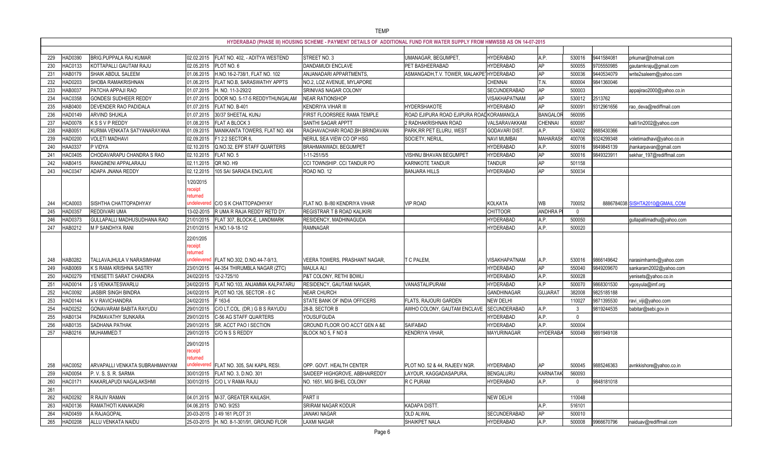TEMP

| HYDERABAD (PHASE III) HOUSING SCHEME - PAYMENT DETAILS OF ADDITIONAL FUND FOR WATER SUPPLY FROM HMWSSB AS ON 14-07-2015 | | | | | | | | | | | | |
|---|---|---|---|---|---|---|---|---|---|---|---|---|
| 229 | HAD0390 | BRIG.PUPPALA RAJ KUMAR | 02.02.2015 | FLAT NO. 402, - ADITYA WESTEND | STREET NO. 3 | UMANAGAR, BEGUMPET, | HYDERABAD | A.P. | 530016 | 9441584081 | prkumar@hotmail.com |
| 230 | HAC0133 | KOTTAPALLI GAUTAM RAJU | 02.05.2015 | PLOT NO. 6 | DANDAMUDI ENCLAVE | PET BASHEERABAD | HYDERABAD | AP | 500055 | 9705550985 | gautamkraju@gmail.com |
| 231 | HAB0179 | SHAIK ABDUL SALEEM | 01.06.2015 | H.NO.16-2-738/1, FLAT NO. 102 | ANJANADARI APPARTMENTS, | ASMANGADH,T.V. TOWER, MALAKPET | HYDERABAD | AP | 500036 | 9440534079 | write2saleem@yahoo.com |
| 232 | HAD0203 | SHOBA RAMAKRISHNAN | 01.06.2015 | FLAT NO.B, SARASWATHY APPTS | NO.2, LOZ AVENUE, MYLAPORE | | CHENNAI | T.N. | 600004 | 9841360046 | |
| 233 | HAB0037 | PATCHA APPAJI RAO | 01.07.2015 | H. NO. 11-3-292/2 | SRINIVAS NAGAR COLONY | | SECUNDERABAD | AP | 500003 | | appajirao2000@yahoo.co.in |
| 234 | HAC0358 | GONDESI SUDHEER REDDY | 01.07.2015 | DOOR NO. 5-17-5 REDDYTHUNGALAM | NEAR RATIONSHOP | | VISAKHAPATNAM | AP | 530012 | 2513762 | |
| 235 | HAB0400 | DEVENDER RAO PADIDALA | 01.07.2015 | FLAT NO. B-401 | KENDRIYA VIHAR III | HYDERSHAKOTE | HYDERABAD | AP | 500091 | 9312961656 | rao_deva@rediffmail.com |
| 236 | HAD0149 | ARVIND SHUKLA | 01.07.2015 | 30/37 SHEETAL KUNJ | FIRST FLOORSREE RAMA TEMPLE | ROAD EJIPURA ROAD EJIPURA ROAD | KORAMANGLA | BANGALOR | 560095 | | |
| 237 | HAD0078 | K S S V P REDDY | 01.08.2015 | FLAT A BLOCK 3 | SANTHI SAGAR APPTT | 2 RADHAKRISHNAN ROAD | VALSARAVAKKAM | CHENNAI | 600087 | | kalli1in2002@yahoo.com |
| 238 | HAB0051 | KURMA VENKATA SATYANARAYANA | 01.09.2015 | MANIKANTA TOWERS, FLAT NO. 404 | RAGHAVACHARI ROAD,BH.BRINDAVAN | PARK,RR PET ELURU, WEST | GODAVARI DIST. | A.P. | 534002 | 9885430366 | |
| 239 | HAD0200 | VOLETI MADHAVI | 02.09.2015 | F1 2:2 SECTOR 6, | NERUL SEA VIEW CO OP HSG | SOCIETY, NERUL, | NAVI MUMBAI | MAHARASH | 400706 | 9324299348 | voletimadhavi@yahoo.co.in |
| 240 | HAA0337 | P VIDYA | 02.10.2015 | Q.NO.32, EPF STAFF QUARTERS | BRAHMANWADI, BEGUMPET | | HYDERABAD | A.P. | 500016 | 9849845139 | jhankarpavan@gmail.com |
| 241 | HAC0405 | CHODAVARAPU CHANDRA S RAO | 02.10.2015 | FLAT NO. 5 | 1-11-251/5/5 | VISHNU BHAVAN BEGUMPET | HYDERABAD | AP | 500016 | 9849323911 | sekhar_197@rediffmail.com |
| 242 | HAB0415 | RANGINENI APPALARAJU | 02.11.2015 | QR NO. H9 | CCI TOWNSHIP. CCI TANDUR PO | KARNKOTE TANDUR | TANDUR | AP | 501158 | | |
| 243 | HAC0347 | ADAPA JNANA REDDY | 02.12.2015 | 105 SAI SARADA ENCLAVE | ROAD NO. 12 | BANJARA HILLS | HYDERABAD | AP | 500034 | | |
| 244 | HCA0003 | SISHTHA CHATTOPADHYAY | 1/20/2015 receipt returned undelevered | C/O S K CHATTOPADHYAY | FLAT NO. B-/80 KENDRIYA VIHAR | VIP ROAD | KOLKATA | WB | 700052 | 8886784038 | SISHTA2010@GMAIL.COM |
| 245 | HAD0357 | REDDIVARI UMA | 13-02-2015 | R UMA R RAJA REDDY RETD DY. | REGISTRAR T B ROAD KALIKIRI | | CHITTOOR | ANDHRA P | 0 | | |
| 246 | HAD0373 | GULLAPALLI MADHUSUDHANA RAO | 21/01/2015 | FLAT 307, BLOCK-E, LANDMARK | RESIDENCY, MADHINAGUDA | | HYDERABAD | A.P. | 500050 | | gullapallimadhu@yahoo.com |
| 247 | HAB0212 | M P SANDHYA RANI | 21/01/2015 | H.NO.1-9-18-1/2 | RAMNAGAR | | HYDERABAD | A.P. | 500020 | | |
| 248 | HAB0282 | TALLAVAJHULA V NARASIMHAM | 22/01/205 receipt returned undelevered | FLAT NO.302, D.NO.44-7-9/13, | VEERA TOWERS, PRASHANT NAGAR, | T C PALEM, | VISAKHAPATNAM | A.P. | 530016 | 9866149642 | narasimhamtv@yahoo.com |
| 249 | HAB0069 | K S RAMA KRISHNA SASTRY | 23/01/2015 | 44-354 THIRUMBLA NAGAR (ZTC) | MAULA ALI | | HYDERABAD | AP | 550040 | 9849209670 | sankaram2002@yahoo.com |
| 250 | HAD0279 | YENISETTI SARAT CHANDRA | 24/02/2015 | 12-2-725/10 | P&T COLONY, RETHI BOWLI | | HYDERABAD | A.P. | 500028 | | yenisets@yahoo.co.in |
| 251 | HAD0014 | J S VENKATESWARLU | 24/02/2015 | FLAT NO.103, ANJAMMA KALPATARU | RESIDENCY, GAUTAMI NAGAR, | VANASTALIPURAM | HYDERABAD | A.P | 500070 | 9868301530 | vgosyula@imf.org |
| 252 | HAC0092 | JASBIR SINGH BINDRA | 24/02/2015 | PLOT NO.126, SECTOR - 8 C | NEAR CHURCH | | GANDHINAGAR | GUJARAT | 382008 | 9825185188 | |
| 253 | HAD0144 | K V RAVICHANDRA | 24/02/2015 | F 163-6 | STATE BANK OF INDIA OFFICERS | FLATS, RAJOURI GARDEN | NEW DELHI | | 110027 | 9871395530 | ravi_viji@yahoo.com |
| 254 | HAD0252 | GONAVARAM BABITA RAYUDU | 29/01/2015 | C/O LT.COL. (DR.) G B S RAYUDU | 28-B, SECTOR B | AWHO COLONY, GAUTAM ENCLAVE | SECUNDERABAD | A.P. | 3 | 9819244535 | babitar@sebi.gov.in |
| 255 | HAB0134 | PADMAVATHY SUNKARA | 29/01/2015 | C-56 AG STAFF QUARTERS | YOUSUFGUDA | | HYDERABAD | A.P. | 0 | | |
| 256 | HAB0135 | SADHANA PATHAK | 29/01/2015 | SR. ACCT PAO I SECTION | GROUND FLOOR O/O ACCT GEN A &E | SAIFABAD | HYDERABAD | A.P. | 500004 | | |
| 257 | HAB0216 | MUHAMMED.T | 29/01/2015 | C/O N S S REDDY | BLOCK NO 5, F NO 8 | KENDRIYA VIHAR, | MAYURINAGAR | HYDERABA | 500049 | 9891949108 | |
| 258 | HAC0052 | ARVAPALLI VENKATA SUBRAHMANYAM | 29/01/2015 receipt returned undelevered | FLAT NO. 305, SAI KAPIL RESI. | OPP. GOVT. HEALTH CENTER | PLOT NO. 52 & 44, RAJEEV NGR. | HYDERABAD | AP | 500045 | 9885246363 | avnkkishore@yahoo.co.in |
| 259 | HAD0054 | P. V. S. S. R. SARMA | 30/01/2015 | FLAT NO. 3, D.NO. 301 | SAIDEEP HIGHGROVE, ABBHAIREDDY | LAYOUR, KAGGADASAPURA, | BENGALURU | KARNATAK | 560093 | | |
| 260 | HAC0171 | KAKARLAPUDI NAGALAKSHMI | 30/01/2015 | C/O L V RAMA RAJU | NO. 1651, MIG BHEL COLONY | R C PURAM | HYDERABAD | A.P. | 0 | 9848181018 | |
| 261 | | | | | | | | | | | |
| 262 | HAD0292 | R RAJIV RAMAN | 04.01.2015 | M-37, GREATER KAILASH, | PART II | | NEW DELHI | | 110048 | | |
| 263 | HAD0136 | RAMATHOTI KANAKADRI | 04.06.2015 | D NO. 9/253 | SRIRAM NAGAR KODUR | KADAPA DISTT. | | A.P. | 516101 | | |
| 264 | HAD0459 | A RAJAGOPAL | 20-03-2015 | 3 49 161 PLOT 31 | JANAKI NAGAR | OLD ALWAL | SECUNDERABAD | AP | 500010 | | |
| 265 | HAD0208 | ALLU VENKATA NAIDU | 25-03-2015 | H. NO. 8-1-301/91, GROUND FLOR | LAXMI NAGAR | SHAIKPET NALA | HYDERABAD | A.P. | 500008 | 9966670796 | naiduav@rediffmail.com |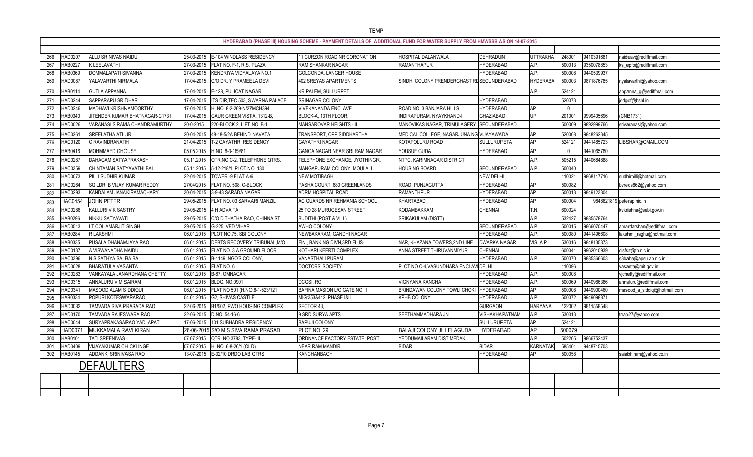TEMP

**HYDERABAD (PHASE III) HOUSING SCHEME - PAYMENT DETAILS OF ADDITIONAL FUND FOR WATER SUPPLY FROM HMWSSB AS ON 14-07-2015**

| | | | | | | | | | | | |
|---|---|---|---|---|---|---|---|---|---|---|---|
| 266 | HAD0207 | ALLU SRINIVAS NAIDU | 25-03-2015 | E-104 WINDLASS RESIDENCY | 11 CURZON ROAD NR CORONATION | HOSPITAL DALANWALA | DEHRADUN | UTTRAKHA | 248001 | 9410391681 | naiduav@rediffmail.com |
| 267 | HAB0227 | K LEELAVATHI | 27-03-2015 | FLAT NO. F-1, R.S. PLAZA | RAM SHANKAR NAGAR | RAMANTHAPUR | HYDERABAD | A.P. | 500013 | 9350078853 | ks_epfo@rediffmail.com |
| 268 | HAB0369 | DOMMALAPATI SIVANNA | 27-03-2015 | KENDRIYA VIDYALAYA NO.1 | GOLCONDA, LANGER HOUSE | | HYDERABAD | A.P. | 500008 | 9440539937 | |
| 269 | HAD0087 | YALAVARTHI NIRMALA | 17-04-2015 | C/O DR. Y PRAMEELA DEVI | 402 SREYAS APARTMENTS | SINDHI COLONY PRENDERGHAST RD | SECUNDERABAD | HYDERABA | 500003 | 9871876785 | nyalavarthi@yahoo.com |
| 270 | HAB0114 | GUTLA APPANNA | 17-04-2015 | E-128, PULICAT NAGAR | KR PALEM, SULLURPET | | | A.P. | 524121 | | appanna_g@rediffmail.com |
| 271 | HAD0244 | SAPPARAPU SRIDHAR | 17-04-2015 | ITS DIR,TEC 503, SWARNA PALACE | SRINAGAR COLONY | | HYDERABAD | | 520073 | | jddgof@bsnl.in |
| 272 | HAD0246 | MADHAVI KRISHNAMOORTHY | 17-04-2015 | H. NO. 8-2-269-N/27MCH394 | VIVEKANANDA ENCLAVE | ROAD NO. 3 BANJARA HILLS | HYDERABAD | AP | 0 | | |
| 273 | HAB0340 | JITENDER KUMAR BHATNAGAR-C1731 | 17-04-2015 | GAUR GREEN VISTA, 1312-B, | BLOCK-A, 13TH FLOOR, | INDIRAPURAM, NYAYKHAND-I | GHAZIABAD | UP | 201001 | 9999405696 | (CNB1731) |
| 274 | HAD0026 | VARANASI S RAMA CHANDRAMURTHY | 20-0-2015 | 220-BLOCK 2, LIFT NO. B-1 | MANSAROVAR HEIGHTS - II | MANOVIKAS NAGAR, TRIMULAGERY | SECUNDERABAD | | 500009 | 9892999766 | srivaranasi@yahoo.com |
| 275 | HAC0261 | SREELATHA ATLURI | 20-04-2015 | 48-18-5/2A BEHIND NAVATA | TRANSPORT, OPP SIDDHARTHA | MEDICAL COLLEGE, NAGARJUNA NG | VIJAYAWADA | AP | 520008 | 9848262345 | |
| 276 | HAC0120 | C RAVINDRANATH | 21-04-2015 | T-2 GAYATHRI RESIDENCY | GAYATHRI NAGAR | KOTAPOLURU ROAD | SULLURUPETA | AP | 524121 | 9441485723 | LIBSHAR@GMAIL.COM |
| 277 | HAB0416 | MOHMMAED GHOUSE | 05.05.2015 | H.NO. 8-3-169/81 | GANGA NAGAR,NEAR SRI RAM NAGAR | YOUSUF GUDA | HYDERABAD | AP | 0 | 9441065780 | |
| 278 | HAC0287 | DAHAGAM SATYAPRAKASH | 05.11.2015 | QTR.NO.C-2, TELEPHONE QTRS. | TELEPHONE EXCHANGE, JYOTHINGR. | NTPC, KARIMNAGAR DISTRICT | | A.P. | 505215 | 9440684888 | |
| 279 | HAC0359 | CHINTAMAN SATYAVATHI BAI | 05.11.2015 | 5-12-218/1, PLOT NO. 130 | MANGAPURAM COLONY, MOULALI | HOUSING BOARD | SECUNDERABAD | A.P. | 500040 | | |
| 280 | HAD0073 | PILLI SUDHIR KUMAR | 22-04-2015 | TOWER -9 FLAT A-6 | NEW MOTIBAGH | | NEW DELHI | | 110021 | 9868117716 | sudhirpilli@hotmail.com |
| 281 | HAD0264 | SQ LDR. B VIJAY KUMAR REDDY | 27/04/2015 | FLAT NO. 508, C-BLOCK | PASHA COURT, 680 GREENLANDS | ROAD, PUNJAGUTTA | HYDERABAD | AP | 500082 | | bvreds862@yahoo.com |
| 282 | HAC0293 | KANDALAM JANAKIRAMACHARY | 30-04-2015 | 3-9-43 SARADA NAGAR | ADRM HOSPITAL ROAD | RAMANTHPUR | HYDERABAD | AP | 500013 | 9849123304 | |
| 283 | HAC0454 | JOHN PETER | 29-05-2015 | FLAT NO. 03 SARVARI MANZIL | AC GUARDS NR REHMANIA SCHOOL | KHARTABAD | HYDERABAD | AP | 500004 | 9848621819 | peterap.nic.in |
| 284 | HAD0286 | KALLURI V K SASTRY | 29-05-2015 | 4 H ADVAITA | 25 TO 28 MURUGESAN STREET | KODAMBAKKAM | CHENNAI | T.N. | 600024 | | kvkrishna@sebi.gov.in |
| 285 | HAB0296 | NIKKU SATYAVATI | 29-05-2015 | C/O D THATHA RAO, CHINNA ST. | BUDITHI (POST & VILL) | SRIKAKULAM (DISTT) | | A.P. | 532427 | 9885578764 | |
| 286 | HAD0513 | LT COL AMARJIT SINGH | 29-05-2015 | G-225, VED VIHAR | AWHO COLONY | | SECUNDERABAD | A.P. | 500015 | 9866070447 | amardarshan@rediffmail.com |
| 287 | HAB0284 | R LAKSHMI | 06.01.2015 | PLOT NO.75, SBI COLONY | NEWBAKARAM, GANDHI NAGAR | | HYDERABAD | A.P. | 500080 | 9441496608 | lakshmi_raghu@hotmail.com |
| 288 | HAB0335 | PUSALA DHANAMJAYA RAO | 06.01.2015 | DEBTS RECOVERY TRIBUNAL,M/O | FIN., BANKING DIVN,3RD FL,IS- | NAR, KHAZANA TOWERS,2ND LINE | DWARKA NAGAR | VIS.,A.P. | 530016 | 9848135373 | |
| 289 | HAC0137 | A VISWANADHA NAIDU | 06.01.2015 | FLAT NO. 3 A GROUND FLOOR | KOTHARI KEERTI COMPLEX | ANNA STREET THIRUVANMIYUR | CHENNAI | | 600041 | 9962010939 | cisfsz@tn.nic.in |
| 290 | HAC0396 | N S SATHYA SAI BA BA | 06.01.2015 | B-1149, NGO'S COLONY, | VANASTHALI PURAM | | HYDERABAD | A.P. | 500070 | 9885366603 | s3baba@apsu.ap.nic.in |
| 291 | HAD0028 | BHARATULA VASANTA | 06.01.2015 | FLAT NO. 6 | DOCTORS' SOCIETY | PLOT NO.C-4,VASUNDHARA ENCLAVE | DELHI | | 110096 | | vasanta@mit.gov.in |
| 292 | HAD0283 | VANKAYALA JANARDHANA CHETTY | 06.01.2015 | B-87, OMNAGAR | | | HYDERABAD | A.P. | 500008 | | vjchetty@rediffmail.com |
| 293 | HAD0315 | ANNALURU V M SAIRAM | 06.01.2015 | BLDG. NO.0901 | DCGSI, RCI | VIGNYANA KANCHA | HYDERABAD | A.P. | 500069 | 9440986386 | annaluru@rediffmail.com |
| 294 | HAD0341 | MASOOD ALAM SIDDIQUI | 06.01.2015 | FLAT NO 501 (H.NO.8-1-523/121 | BAFINA MASION L/O GATE NO. 1 | BRINDAWAN COLONY TOWLI CHOKI | HYDERABAD | AP | 500008 | 9449900460 | masood_a_siddiqi@hotmail.com |
| 295 | HAB0334 | POPURI KOTESWARARAO | 04.01.2015 | G2, SHIVAS CASTLE | MIG:353&412, PHASE I&II | KPHB COLONY | HYDERABAD | A.P. | 500072 | 9949098871 | |
| 296 | HAD0082 | TAMVADA SIVA PRASADA RAO | 22-06-2015 | B1/502, PWO HOUSING COMPLEX | SECTOR 43, | | GURGAON | HARYANA | 122002 | 9811558548 | |
| 297 | HAD0170 | TAMVADA RAJESWARA RAO | 22-06-2015 | D.NO. 54-16-6 | 9 SRD SURYA APTS. | SEETHAMMADHARA JN | VISHAKHAPATNAM | A.P. | 530013 | | trrao27@yahoo.com |
| 298 | HAC0044 | SURYAPRAKASARAO YADLAPATI | 17-06-2015 | 101 SUBHADRA RESIDENCY | BAPUJI COLONY | | SULLURUPETA | AP | 524121 | | |
| 299 | HAD0071 | MUKKAMALA RAVI KIRAN | 26-06-2015 | S/O M S SIVA RAMA PRASAD | PLOT NO. 29 | BALAJI COLONY JILLELAGUDA | HYDERABAD | AP | 500079 | | |
| 300 | HAB0101 | TATI SREENIVAS | 07.07.2015 | QTR. NO.3783, TYPE-III, | ORDNANCE FACTORY ESTATE, POST | YEDDUMAILARAM DIST MEDAK | | A.P. | 502205 | 9866752437 | |
| 301 | HAD0409 | VIJAYAKUMAR CHICKLINGE | 07.07.2015 | H. NO. 6-8-26/1 (OLD) | NEAR RAM MANDIR | BIDAR | BIDAR | KARNATAK | 585401 | 9448715703 | |
| 302 | HAB0145 | ADDANKI SRINIVASA RAO | 13-07-2015 | E-32/10 DRDO LAB QTRS | KANCHANBAGH | | HYDERABAD | AP | 500058 | | saiabhiram@yahoo.co.in |

## DEFAULTERS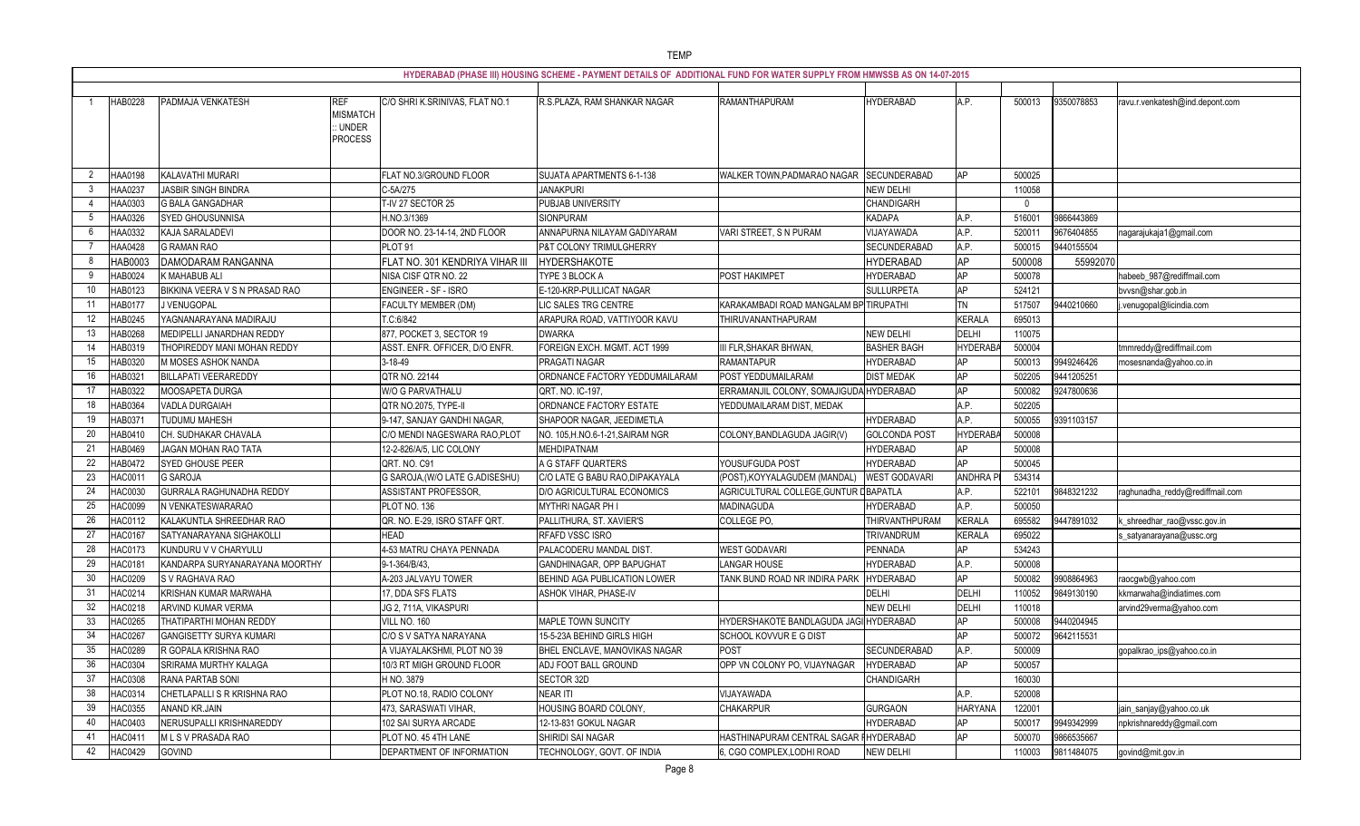TEMP

## HYDERABAD (PHASE III) HOUSING SCHEME - PAYMENT DETAILS OF ADDITIONAL FUND FOR WATER SUPPLY FROM HMWSSB AS ON 14-07-2015

| | | | | | | | | | | | | |
|---|---|---|---|---|---|---|---|---|---|---|---|---|
| 1 | HAB0228 | PADMAJA VENKATESH | REF MISMATCH :: UNDER PROCESS | C/O SHRI K.SRINIVAS, FLAT NO.1 | R.S.PLAZA, RAM SHANKAR NAGAR | RAMANTHAPURAM | HYDERABAD | A.P. | 500013 | 9350078853 | ravu.r.venkatesh@ind.depont.com |
| 2 | HAA0198 | KALAVATHI MURARI | | FLAT NO.3/GROUND FLOOR | SUJATA APARTMENTS 6-1-138 | WALKER TOWN,PADMARAO NAGAR | SECUNDERABAD | AP | 500025 | | |
| 3 | HAA0237 | JASBIR SINGH BINDRA | | C-5A/275 | JANAKPURI | | NEW DELHI | | 110058 | | |
| 4 | HAA0303 | G BALA GANGADHAR | | T-IV 27 SECTOR 25 | PUBJAB UNIVERSITY | | CHANDIGARH | | 0 | | |
| 5 | HAA0326 | SYED GHOUSUNNISA | | H.NO.3/1369 | SIONPURAM | | KADAPA | A.P. | 516001 | 9866443869 | |
| 6 | HAA0332 | KAJA SARALADEVI | | DOOR NO. 23-14-14, 2ND FLOOR | ANNAPURNA NILAYAM GADIYARAM | VARI STREET, S N PURAM | VIJAYAWADA | A.P. | 520011 | 9676404855 | nagarajukaja1@gmail.com |
| 7 | HAA0428 | G RAMAN RAO | | PLOT 91 | P&T COLONY TRIMULGHERRY | | SECUNDERABAD | A.P. | 500015 | 9440155504 | |
| 8 | HAB0003 | DAMODARAM RANGANNA | | FLAT NO. 301 KENDRIYA VIHAR III | HYDERSHAKOTE | | HYDERABAD | AP | 500008 | 55992070 | |
| 9 | HAB0024 | K MAHABUB ALI | | NISA CISF QTR NO. 22 | TYPE 3 BLOCK A | POST HAKIMPET | HYDERABAD | AP | 500078 | | habeeb_987@rediffmail.com |
| 10 | HAB0123 | BIKKINA VEERA V S N PRASAD RAO | | ENGINEER - SF - ISRO | E-120-KRP-PULLICAT NAGAR | | SULLURPETA | AP | 524121 | | bvvsn@shar.gob.in |
| 11 | HAB0177 | J VENUGOPAL | | FACULTY MEMBER (DM) | LIC SALES TRG CENTRE | KARAKAMBADI ROAD MANGALAM BP | TIRUPATHI | TN | 517507 | 9440210660 | j.venugopal@licindia.com |
| 12 | HAB0245 | YAGNANARAYANA MADIRAJU | | T.C:6/842 | ARAPURA ROAD, VATTIYOOR KAVU | THIRUVANANTHAPURAM | | KERALA | 695013 | | |
| 13 | HAB0268 | MEDIPELLI JANARDHAN REDDY | | 877, POCKET 3, SECTOR 19 | DWARKA | | NEW DELHI | DELHI | 110075 | | |
| 14 | HAB0319 | THOPIREDDY MANI MOHAN REDDY | | ASST. ENFR. OFFICER, D/O ENFR. | FOREIGN EXCH. MGMT. ACT 1999 | III FLR,SHAKAR BHWAN, | BASHER BAGH | HYDERABA | 500004 | | tmmreddy@rediffmail.com |
| 15 | HAB0320 | M MOSES ASHOK NANDA | | 3-18-49 | PRAGATI NAGAR | RAMANTAPUR | HYDERABAD | AP | 500013 | 9949246426 | mosesnanda@yahoo.co.in |
| 16 | HAB0321 | BILLAPATI VEERAREDDY | | QTR NO. 22144 | ORDNANCE FACTORY YEDDUMAILARAM | POST YEDDUMAILARAM | DIST MEDAK | AP | 502205 | 9441205251 | |
| 17 | HAB0322 | MOOSAPETA DURGA | | W/O G PARVATHALU | QRT. NO. IC-197, | ERRAMANJIL COLONY, SOMAJIGUDA | HYDERABAD | AP | 500082 | 9247800636 | |
| 18 | HAB0364 | VADLA DURGAIAH | | QTR NO.2075, TYPE-II | ORDNANCE FACTORY ESTATE | YEDDUMAILARAM DIST, MEDAK | | A.P. | 502205 | | |
| 19 | HAB0371 | TUDUMU MAHESH | | 9-147, SANJAY GANDHI NAGAR, | SHAPOOR NAGAR, JEEDIMETLA | | HYDERABAD | A.P. | 500055 | 9391103157 | |
| 20 | HAB0410 | CH. SUDHAKAR CHAVALA | | C/O MENDI NAGESWARA RAO,PLOT | NO. 105,H.NO.6-1-21,SAIRAM NGR | COLONY,BANDLAGUDA JAGIR(V) | GOLCONDA POST | HYDERABA | 500008 | | |
| 21 | HAB0469 | JAGAN MOHAN RAO TATA | | 12-2-826/A/5, LIC COLONY | MEHDIPATNAM | | HYDERABAD | AP | 500008 | | |
| 22 | HAB0472 | SYED GHOUSE PEER | | QRT. NO. C91 | A G STAFF QUARTERS | YOUSUFGUDA POST | HYDERABAD | AP | 500045 | | |
| 23 | HAC0011 | G SAROJA | | G SAROJA,(W/O LATE G.ADISESHU) | C/O LATE G BABU RAO,DIPAKAYALA | (POST),KOYYALAGUDEM (MANDAL) | WEST GODAVARI | ANDHRA P | 534314 | | |
| 24 | HAC0030 | GURRALA RAGHUNADHA REDDY | | ASSISTANT PROFESSOR, | D/O AGRICULTURAL ECONOMICS | AGRICULTURAL COLLEGE,GUNTUR D | BAPATLA | A.P. | 522101 | 9848321232 | raghunadha_reddy@rediffmail.com |
| 25 | HAC0099 | N VENKATESWARARAO | | PLOT NO. 136 | MYTHRI NAGAR PH I | MADINAGUDA | HYDERABAD | A.P. | 500050 | | |
| 26 | HAC0112 | KALAKUNTLA SHREEDHAR RAO | | QR. NO. E-29, ISRO STAFF QRT. | PALLITHURA, ST. XAVIER'S | COLLEGE PO, | THIRVANTHPURAM | KERALA | 695582 | 9447891032 | k_shreedhar_rao@vssc.gov.in |
| 27 | HAC0167 | SATYANARAYANA SIGHAKOLLI | | HEAD | RFAFD VSSC ISRO | | TRIVANDRUM | KERALA | 695022 | | s_satyanarayana@ussc.org |
| 28 | HAC0173 | KUNDURU V V CHARYULU | | 4-53 MATRU CHAYA PENNADA | PALACODERU MANDAL DIST. | WEST GODAVARI | PENNADA | AP | 534243 | | |
| 29 | HAC0181 | KANDARPA SURYANARAYANA MOORTHY | | 9-1-364/B/43, | GANDHINAGAR, OPP BAPUGHAT | LANGAR HOUSE | HYDERABAD | A.P. | 500008 | | |
| 30 | HAC0209 | S V RAGHAVA RAO | | A-203 JALVAYU TOWER | BEHIND AGA PUBLICATION LOWER | TANK BUND ROAD NR INDIRA PARK | HYDERABAD | AP | 500082 | 9908864963 | raocgwb@yahoo.com |
| 31 | HAC0214 | KRISHAN KUMAR MARWAHA | | 17, DDA SFS FLATS | ASHOK VIHAR, PHASE-IV | | DELHI | DELHI | 110052 | 9849130190 | kkmarwaha@indiatimes.com |
| 32 | HAC0218 | ARVIND KUMAR VERMA | | JG 2, 711A, VIKASPURI | | | NEW DELHI | DELHI | 110018 | | arvind29verma@yahoo.com |
| 33 | HAC0265 | THATIPARTHI MOHAN REDDY | | VILL NO. 160 | MAPLE TOWN SUNCITY | HYDERSHAKOTE BANDLAGUDA JAGI | HYDERABAD | AP | 500008 | 9440204945 | |
| 34 | HAC0267 | GANGISETTY SURYA KUMARI | | C/O S V SATYA NARAYANA | 15-5-23A BEHIND GIRLS HIGH | SCHOOL KOVVUR E G DIST | | AP | 500072 | 9642115531 | |
| 35 | HAC0289 | R GOPALA KRISHNA RAO | | A VIJAYALAKSHMI, PLOT NO 39 | BHEL ENCLAVE, MANOVIKAS NAGAR | POST | SECUNDERABAD | A.P. | 500009 | | gopalkrao_ips@yahoo.co.in |
| 36 | HAC0304 | SRIRAMA MURTHY KALAGA | | 10/3 RT MIGH GROUND FLOOR | ADJ FOOT BALL GROUND | OPP VN COLONY PO, VIJAYNAGAR | HYDERABAD | AP | 500057 | | |
| 37 | HAC0308 | RANA PARTAB SONI | | H NO. 3879 | SECTOR 32D | | CHANDIGARH | | 160030 | | |
| 38 | HAC0314 | CHETLAPALLI S R KRISHNA RAO | | PLOT NO.18, RADIO COLONY | NEAR ITI | VIJAYAWADA | | A.P. | 520008 | | |
| 39 | HAC0355 | ANAND KR.JAIN | | 473, SARASWATI VIHAR, | HOUSING BOARD COLONY, | CHAKARPUR | GURGAON | HARYANA | 122001 | | jain_sanjay@yahoo.co.uk |
| 40 | HAC0403 | NERUSUPALLI KRISHNAREDDY | | 102 SAI SURYA ARCADE | 12-13-831 GOKUL NAGAR | | HYDERABAD | AP | 500017 | 9949342999 | npkrishnareddy@gmail.com |
| 41 | HAC0411 | M L S V PRASADA RAO | | PLOT NO. 45 4TH LANE | SHIRIDI SAI NAGAR | HASTHINAPURAM CENTRAL SAGAR R | HYDERABAD | AP | 500070 | 9866535667 | |
| 42 | HAC0429 | GOVIND | | DEPARTMENT OF INFORMATION | TECHNOLOGY, GOVT. OF INDIA | 6, CGO COMPLEX,LODHI ROAD | NEW DELHI | | 110003 | 9811484075 | govind@mit.gov.in |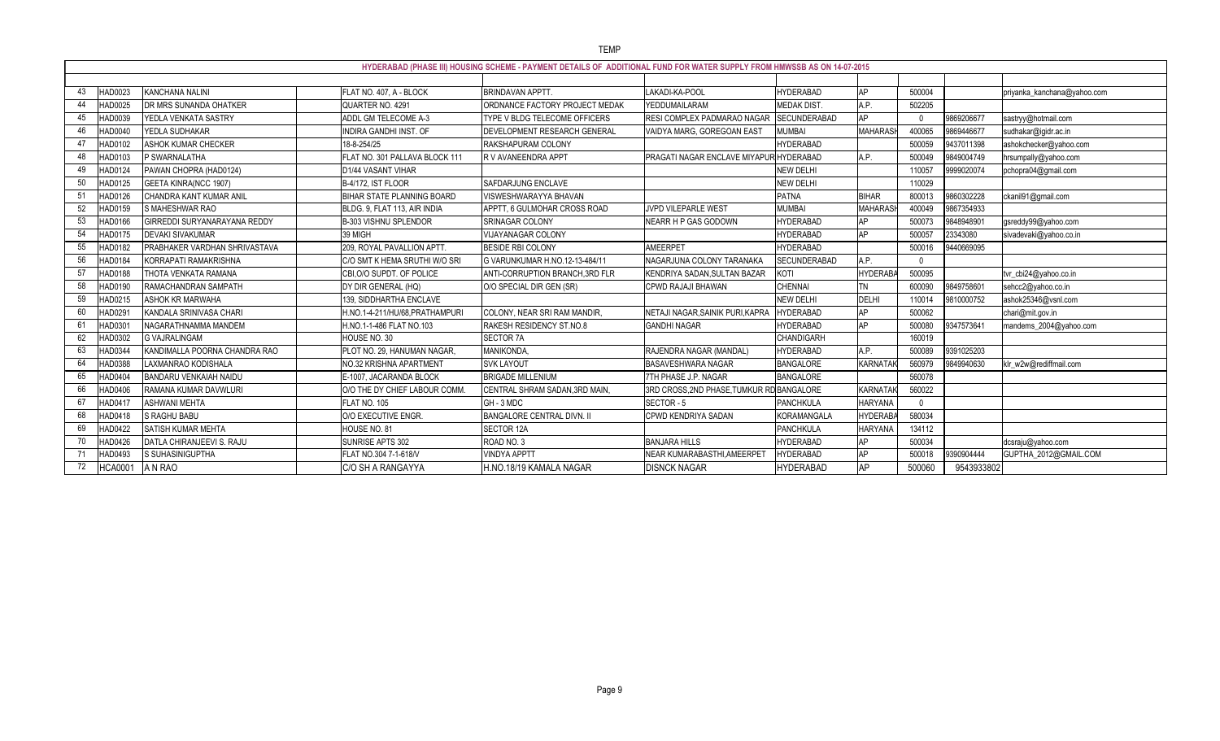TEMP

| HYDERABAD (PHASE III) HOUSING SCHEME - PAYMENT DETAILS OF ADDITIONAL FUND FOR WATER SUPPLY FROM HMWSSB AS ON 14-07-2015 | | | | | | | | | | |
|---|---|---|---|---|---|---|---|---|---|---|
| 43 | HAD0023 | KANCHANA NALINI | FLAT NO. 407, A - BLOCK | BRINDAVAN APPTT. | LAKADI-KA-POOL | HYDERABAD | AP | 500004 | | priyanka_kanchana@yahoo.com |
| 44 | HAD0025 | DR MRS SUNANDA OHATKER | QUARTER NO. 4291 | ORDNANCE FACTORY PROJECT MEDAK | YEDDUMAILARAM | MEDAK DIST. | A.P. | 502205 | | |
| 45 | HAD0039 | YEDLA VENKATA SASTRY | ADDL GM TELECOME A-3 | TYPE V BLDG TELECOME OFFICERS | RESI COMPLEX PADMARAO NAGAR | SECUNDERABAD | AP | 0 | 9869206677 | sastryy@hotmail.com |
| 46 | HAD0040 | YEDLA SUDHAKAR | INDIRA GANDHI INST. OF | DEVELOPMENT RESEARCH GENERAL | VAIDYA MARG, GOREGOAN EAST | MUMBAI | MAHARASH | 400065 | 9869446677 | sudhakar@igidr.ac.in |
| 47 | HAD0102 | ASHOK KUMAR CHECKER | 18-8-254/25 | RAKSHAPURAM COLONY | | HYDERABAD | | 500059 | 9437011398 | ashokchecker@yahoo.com |
| 48 | HAD0103 | P SWARNALATHA | FLAT NO. 301 PALLAVA BLOCK 111 | R V AVANEENDRA APPT | PRAGATI NAGAR ENCLAVE MIYAPUR | HYDERABAD | A.P. | 500049 | 9849004749 | hrsumpally@yahoo.com |
| 49 | HAD0124 | PAWAN CHOPRA (HAD0124) | D1/44 VASANT VIHAR | | | NEW DELHI | | 110057 | 9999020074 | pchopra04@gmail.com |
| 50 | HAD0125 | GEETA KINRA(NCC 1907) | B-4/172, IST FLOOR | SAFDARJUNG ENCLAVE | | NEW DELHI | | 110029 | | |
| 51 | HAD0126 | CHANDRA KANT KUMAR ANIL | BIHAR STATE PLANNING BOARD | VISWESHWARAYYA BHAVAN | | PATNA | BIHAR | 800013 | 9860302228 | ckanil91@gmail.com |
| 52 | HAD0159 | S MAHESHWAR RAO | BLDG. 9, FLAT 113, AIR INDIA | APPTT, 6 GULMOHAR CROSS ROAD | JVPD VILEPARLE WEST | MUMBAI | MAHARASH | 400049 | 9867354933 | |
| 53 | HAD0166 | GIRREDDI SURYANARAYANA REDDY | B-303 VISHNU SPLENDOR | SRINAGAR COLONY | NEARR H P GAS GODOWN | HYDERABAD | AP | 500073 | 9848948901 | gsreddy99@yahoo.com |
| 54 | HAD0175 | DEVAKI SIVAKUMAR | 39 MIGH | VIJAYANAGAR COLONY | | HYDERABAD | AP | 500057 | 23343080 | sivadevaki@yahoo.co.in |
| 55 | HAD0182 | PRABHAKER VARDHAN SHRIVASTAVA | 209, ROYAL PAVALLION APTT. | BESIDE RBI COLONY | AMEERPET | HYDERABAD | | 500016 | 9440669095 | |
| 56 | HAD0184 | KORRAPATI RAMAKRISHNA | C/O SMT K HEMA SRUTHI W/O SRI | G VARUNKUMAR H.NO.12-13-484/11 | NAGARJUNA COLONY TARANAKA | SECUNDERABAD | A.P. | 0 | | |
| 57 | HAD0188 | THOTA VENKATA RAMANA | CBI,O/O SUPDT. OF POLICE | ANTI-CORRUPTION BRANCH,3RD FLR | KENDRIYA SADAN,SULTAN BAZAR | KOTI | HYDERABA | 500095 | | tvr_cbi24@yahoo.co.in |
| 58 | HAD0190 | RAMACHANDRAN SAMPATH | DY DIR GENERAL (HQ) | O/O SPECIAL DIR GEN (SR) | CPWD RAJAJI BHAWAN | CHENNAI | TN | 600090 | 9849758601 | sehcc2@yahoo.co.in |
| 59 | HAD0215 | ASHOK KR MARWAHA | 139, SIDDHARTHA ENCLAVE | | | NEW DELHI | DELHI | 110014 | 9810000752 | ashok25346@vsnl.com |
| 60 | HAD0291 | KANDALA SRINIVASA CHARI | H.NO.1-4-211/HU/68,PRATHAMPURI | COLONY, NEAR SRI RAM MANDIR, | NETAJI NAGAR,SAINIK PURI,KAPRA | HYDERABAD | AP | 500062 | | chari@mit.gov.in |
| 61 | HAD0301 | NAGARATHNAMMA MANDEM | H.NO.1-1-486 FLAT NO.103 | RAKESH RESIDENCY ST.NO.8 | GANDHI NAGAR | HYDERABAD | AP | 500080 | 9347573641 | mandems_2004@yahoo.com |
| 62 | HAD0302 | G VAJRALINGAM | HOUSE NO. 30 | SECTOR 7A | | CHANDIGARH | | 160019 | | |
| 63 | HAD0344 | KANDIMALLA POORNA CHANDRA RAO | PLOT NO. 29, HANUMAN NAGAR, | MANIKONDA, | RAJENDRA NAGAR (MANDAL) | HYDERABAD | A.P. | 500089 | 9391025203 | |
| 64 | HAD0388 | LAXMANRAO KODISHALA | NO.32 KRISHNA APARTMENT | SVK LAYOUT | BASAVESHWARA NAGAR | BANGALORE | KARNATAK | 560979 | 9849940630 | klr_w2w@rediffmail.com |
| 65 | HAD0404 | BANDARU VENKAIAH NAIDU | E-1007, JACARANDA BLOCK | BRIGADE MILLENIUM | 7TH PHASE J.P. NAGAR | BANGALORE | | 560078 | | |
| 66 | HAD0406 | RAMANA KUMAR DAVWLURI | O/O THE DY CHIEF LABOUR COMM. | CENTRAL SHRAM SADAN,3RD MAIN, | 3RD CROSS,2ND PHASE,TUMKUR RD | BANGALORE | KARNATAK | 560022 | | |
| 67 | HAD0417 | ASHWANI MEHTA | FLAT NO. 105 | GH - 3 MDC | SECTOR - 5 | PANCHKULA | HARYANA | 0 | | |
| 68 | HAD0418 | S RAGHU BABU | O/O EXECUTIVE ENGR. | BANGALORE CENTRAL DIVN. II | CPWD KENDRIYA SADAN | KORAMANGALA | HYDERABA | 580034 | | |
| 69 | HAD0422 | SATISH KUMAR MEHTA | HOUSE NO. 81 | SECTOR 12A | | PANCHKULA | HARYANA | 134112 | | |
| 70 | HAD0426 | DATLA CHIRANJEEVI S. RAJU | SUNRISE APTS 302 | ROAD NO. 3 | BANJARA HILLS | HYDERABAD | AP | 500034 | | dcsraju@yahoo.com |
| 71 | HAD0493 | S SUHASINIGUPTHA | FLAT NO.304 7-1-618/V | VINDYA APPTT | NEAR KUMARABASTHI,AMEERPET | HYDERABAD | AP | 500018 | 9390904444 | GUPTHA_2012@GMAIL.COM |
| 72 | HCA0001 | A N RAO | C/O SH A RANGAYYA | H.NO.18/19 KAMALA NAGAR | DISNCK NAGAR | HYDERABAD | AP | 500060 | 9543933802 | |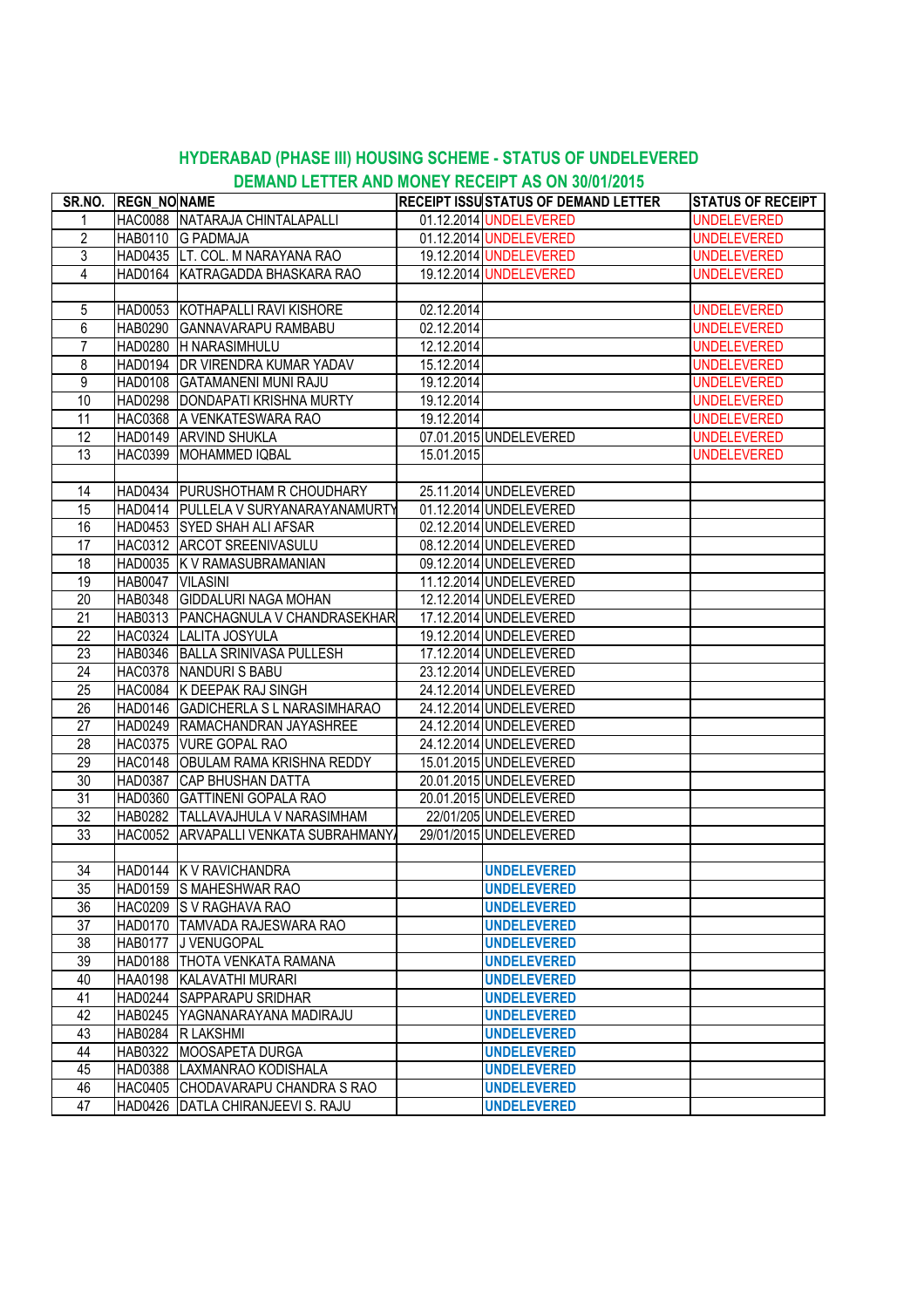## HYDERABAD (PHASE III) HOUSING SCHEME - STATUS OF UNDELEVERED DEMAND LETTER AND MONEY RECEIPT AS ON 30/01/2015

| SR.NO. | REGN_NO | NAME | RECEIPT ISSU | STATUS OF DEMAND LETTER | STATUS OF RECEIPT |
|---|---|---|---|---|---|
| 1 | HAC0088 | NATARAJA CHINTALAPALLI | 01.12.2014 | UNDELEVERED | UNDELEVERED |
| 2 | HAB0110 | G PADMAJA | 01.12.2014 | UNDELEVERED | UNDELEVERED |
| 3 | HAD0435 | LT. COL. M NARAYANA RAO | 19.12.2014 | UNDELEVERED | UNDELEVERED |
| 4 | HAD0164 | KATRAGADDA BHASKARA RAO | 19.12.2014 | UNDELEVERED | UNDELEVERED |
| | | | | | |
| 5 | HAD0053 | KOTHAPALLI RAVI KISHORE | 02.12.2014 | | UNDELEVERED |
| 6 | HAB0290 | GANNAVARAPU RAMBABU | 02.12.2014 | | UNDELEVERED |
| 7 | HAD0280 | H NARASIMHULU | 12.12.2014 | | UNDELEVERED |
| 8 | HAD0194 | DR VIRENDRA KUMAR YADAV | 15.12.2014 | | UNDELEVERED |
| 9 | HAD0108 | GATAMANENI MUNI RAJU | 19.12.2014 | | UNDELEVERED |
| 10 | HAD0298 | DONDAPATI KRISHNA MURTY | 19.12.2014 | | UNDELEVERED |
| 11 | HAC0368 | A VENKATESWARA RAO | 19.12.2014 | | UNDELEVERED |
| 12 | HAD0149 | ARVIND SHUKLA | 07.01.2015 | UNDELEVERED | UNDELEVERED |
| 13 | HAC0399 | MOHAMMED IQBAL | 15.01.2015 | | UNDELEVERED |
| | | | | | |
| 14 | HAD0434 | PURUSHOTHAM R CHOUDHARY | 25.11.2014 | UNDELEVERED | |
| 15 | HAD0414 | PULLELA V SURYANARAYANAMURTY | 01.12.2014 | UNDELEVERED | |
| 16 | HAD0453 | SYED SHAH ALI AFSAR | 02.12.2014 | UNDELEVERED | |
| 17 | HAC0312 | ARCOT SREENIVASULU | 08.12.2014 | UNDELEVERED | |
| 18 | HAD0035 | K V RAMASUBRAMANIAN | 09.12.2014 | UNDELEVERED | |
| 19 | HAB0047 | VILASINI | 11.12.2014 | UNDELEVERED | |
| 20 | HAB0348 | GIDDALURI NAGA MOHAN | 12.12.2014 | UNDELEVERED | |
| 21 | HAB0313 | PANCHAGNULA V CHANDRASEKHAR | 17.12.2014 | UNDELEVERED | |
| 22 | HAC0324 | LALITA JOSYULA | 19.12.2014 | UNDELEVERED | |
| 23 | HAB0346 | BALLA SRINIVASA PULLESH | 17.12.2014 | UNDELEVERED | |
| 24 | HAC0378 | NANDURI S BABU | 23.12.2014 | UNDELEVERED | |
| 25 | HAC0084 | K DEEPAK RAJ SINGH | 24.12.2014 | UNDELEVERED | |
| 26 | HAD0146 | GADICHERLA S L NARASIMHARAO | 24.12.2014 | UNDELEVERED | |
| 27 | HAD0249 | RAMACHANDRAN JAYASHREE | 24.12.2014 | UNDELEVERED | |
| 28 | HAC0375 | VURE GOPAL RAO | 24.12.2014 | UNDELEVERED | |
| 29 | HAC0148 | OBULAM RAMA KRISHNA REDDY | 15.01.2015 | UNDELEVERED | |
| 30 | HAD0387 | CAP BHUSHAN DATTA | 20.01.2015 | UNDELEVERED | |
| 31 | HAD0360 | GATTINENI GOPALA RAO | 20.01.2015 | UNDELEVERED | |
| 32 | HAB0282 | TALLAVAJHULA V NARASIMHAM | 22/01/205 | UNDELEVERED | |
| 33 | HAC0052 | ARVAPALLI VENKATA SUBRAHMANYA | 29/01/2015 | UNDELEVERED | |
| | | | | | |
| 34 | HAD0144 | K V RAVICHANDRA | | **UNDELEVERED** | |
| 35 | HAD0159 | S MAHESHWAR RAO | | **UNDELEVERED** | |
| 36 | HAC0209 | S V RAGHAVA RAO | | **UNDELEVERED** | |
| 37 | HAD0170 | TAMVADA RAJESWARA RAO | | **UNDELEVERED** | |
| 38 | HAB0177 | J VENUGOPAL | | **UNDELEVERED** | |
| 39 | HAD0188 | THOTA VENKATA RAMANA | | **UNDELEVERED** | |
| 40 | HAA0198 | KALAVATHI MURARI | | **UNDELEVERED** | |
| 41 | HAD0244 | SAPPARAPU SRIDHAR | | **UNDELEVERED** | |
| 42 | HAB0245 | YAGNANARAYANA MADIRAJU | | **UNDELEVERED** | |
| 43 | HAB0284 | R LAKSHMI | | **UNDELEVERED** | |
| 44 | HAB0322 | MOOSAPETA DURGA | | **UNDELEVERED** | |
| 45 | HAD0388 | LAXMANRAO KODISHALA | | **UNDELEVERED** | |
| 46 | HAC0405 | CHODAVARAPU CHANDRA S RAO | | **UNDELEVERED** | |
| 47 | HAD0426 | DATLA CHIRANJEEVI S. RAJU | | **UNDELEVERED** | |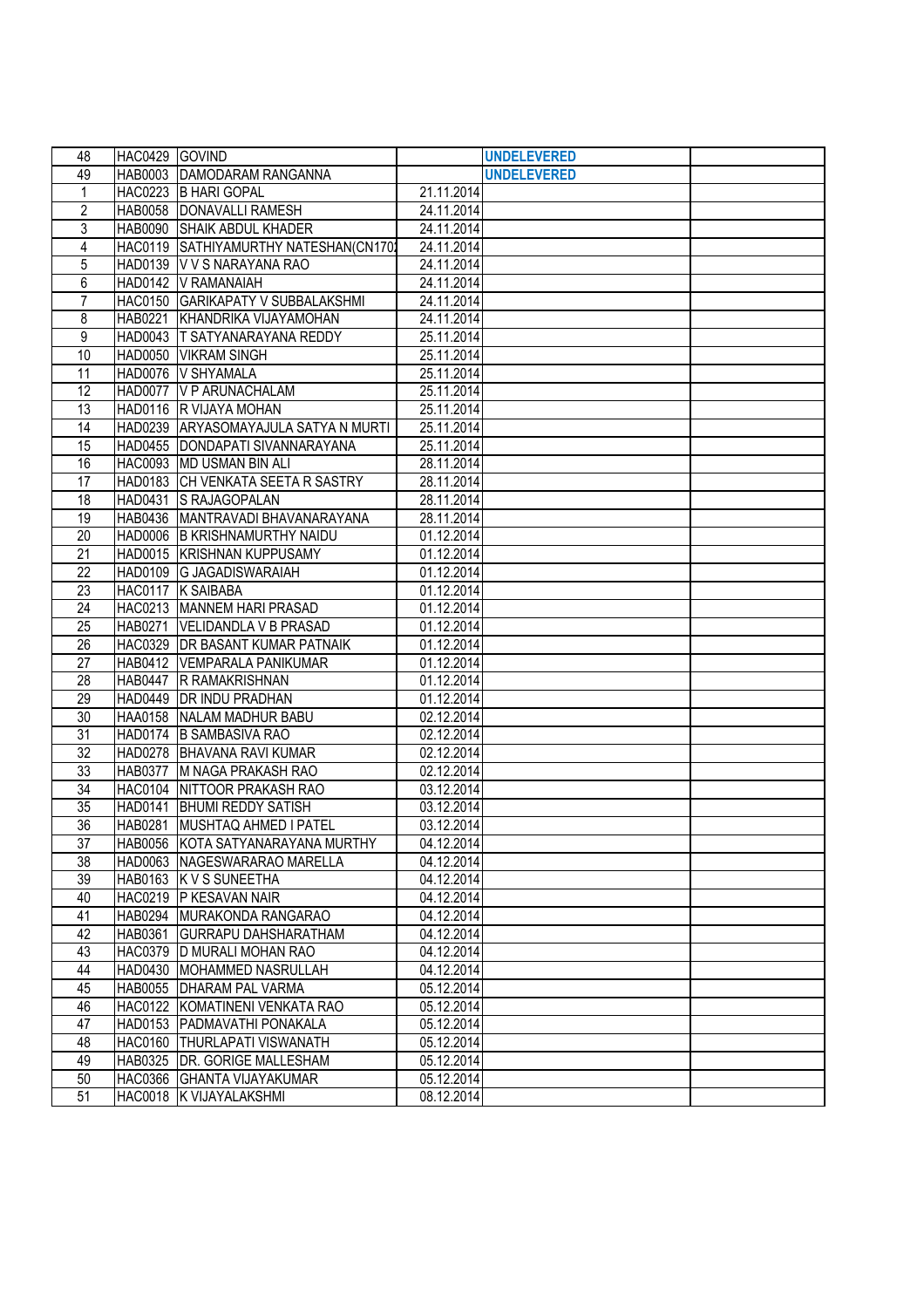| | | | | | |
|---|---|---|---|---|---|
| 48 | HAC0429 | GOVIND | | UNDELEVERED | |
| 49 | HAB0003 | DAMODARAM RANGANNA | | UNDELEVERED | |
| 1 | HAC0223 | B HARI GOPAL | 21.11.2014 | | |
| 2 | HAB0058 | DONAVALLI RAMESH | 24.11.2014 | | |
| 3 | HAB0090 | SHAIK ABDUL KHADER | 24.11.2014 | | |
| 4 | HAC0119 | SATHIYAMURTHY NATESHAN(CN170 | 24.11.2014 | | |
| 5 | HAD0139 | V V S NARAYANA RAO | 24.11.2014 | | |
| 6 | HAD0142 | V RAMANAIAH | 24.11.2014 | | |
| 7 | HAC0150 | GARIKAPATY V SUBBALAKSHMI | 24.11.2014 | | |
| 8 | HAB0221 | KHANDRIKA VIJAYAMOHAN | 24.11.2014 | | |
| 9 | HAD0043 | T SATYANARAYANA REDDY | 25.11.2014 | | |
| 10 | HAD0050 | VIKRAM SINGH | 25.11.2014 | | |
| 11 | HAD0076 | V SHYAMALA | 25.11.2014 | | |
| 12 | HAD0077 | V P ARUNACHALAM | 25.11.2014 | | |
| 13 | HAD0116 | R VIJAYA MOHAN | 25.11.2014 | | |
| 14 | HAD0239 | ARYASOMAYAJULA SATYA N MURTI | 25.11.2014 | | |
| 15 | HAD0455 | DONDAPATI SIVANNARAYANA | 25.11.2014 | | |
| 16 | HAC0093 | MD USMAN BIN ALI | 28.11.2014 | | |
| 17 | HAD0183 | CH VENKATA SEETA R SASTRY | 28.11.2014 | | |
| 18 | HAD0431 | S RAJAGOPALAN | 28.11.2014 | | |
| 19 | HAB0436 | MANTRAVADI BHAVANARAYANA | 28.11.2014 | | |
| 20 | HAD0006 | B KRISHNAMURTHY NAIDU | 01.12.2014 | | |
| 21 | HAD0015 | KRISHNAN KUPPUSAMY | 01.12.2014 | | |
| 22 | HAD0109 | G JAGADISWARAIAH | 01.12.2014 | | |
| 23 | HAC0117 | K SAIBABA | 01.12.2014 | | |
| 24 | HAC0213 | MANNEM HARI PRASAD | 01.12.2014 | | |
| 25 | HAB0271 | VELIDANDLA V B PRASAD | 01.12.2014 | | |
| 26 | HAC0329 | DR BASANT KUMAR PATNAIK | 01.12.2014 | | |
| 27 | HAB0412 | VEMPARALA PANIKUMAR | 01.12.2014 | | |
| 28 | HAB0447 | R RAMAKRISHNAN | 01.12.2014 | | |
| 29 | HAD0449 | DR INDU PRADHAN | 01.12.2014 | | |
| 30 | HAA0158 | NALAM MADHUR BABU | 02.12.2014 | | |
| 31 | HAD0174 | B SAMBASIVA RAO | 02.12.2014 | | |
| 32 | HAD0278 | BHAVANA RAVI KUMAR | 02.12.2014 | | |
| 33 | HAB0377 | M NAGA PRAKASH RAO | 02.12.2014 | | |
| 34 | HAC0104 | NITTOOR PRAKASH RAO | 03.12.2014 | | |
| 35 | HAD0141 | BHUMI REDDY SATISH | 03.12.2014 | | |
| 36 | HAB0281 | MUSHTAQ AHMED I PATEL | 03.12.2014 | | |
| 37 | HAB0056 | KOTA SATYANARAYANA MURTHY | 04.12.2014 | | |
| 38 | HAD0063 | NAGESWARARAO MARELLA | 04.12.2014 | | |
| 39 | HAB0163 | K V S SUNEETHA | 04.12.2014 | | |
| 40 | HAC0219 | P KESAVAN NAIR | 04.12.2014 | | |
| 41 | HAB0294 | MURAKONDA RANGARAO | 04.12.2014 | | |
| 42 | HAB0361 | GURRAPU DAHSHARATHAM | 04.12.2014 | | |
| 43 | HAC0379 | D MURALI MOHAN RAO | 04.12.2014 | | |
| 44 | HAD0430 | MOHAMMED NASRULLAH | 04.12.2014 | | |
| 45 | HAB0055 | DHARAM PAL VARMA | 05.12.2014 | | |
| 46 | HAC0122 | KOMATINENI VENKATA RAO | 05.12.2014 | | |
| 47 | HAD0153 | PADMAVATHI PONAKALA | 05.12.2014 | | |
| 48 | HAC0160 | THURLAPATI VISWANATH | 05.12.2014 | | |
| 49 | HAB0325 | DR. GORIGE MALLESHAM | 05.12.2014 | | |
| 50 | HAC0366 | GHANTA VIJAYAKUMAR | 05.12.2014 | | |
| 51 | HAC0018 | K VIJAYALAKSHMI | 08.12.2014 | | |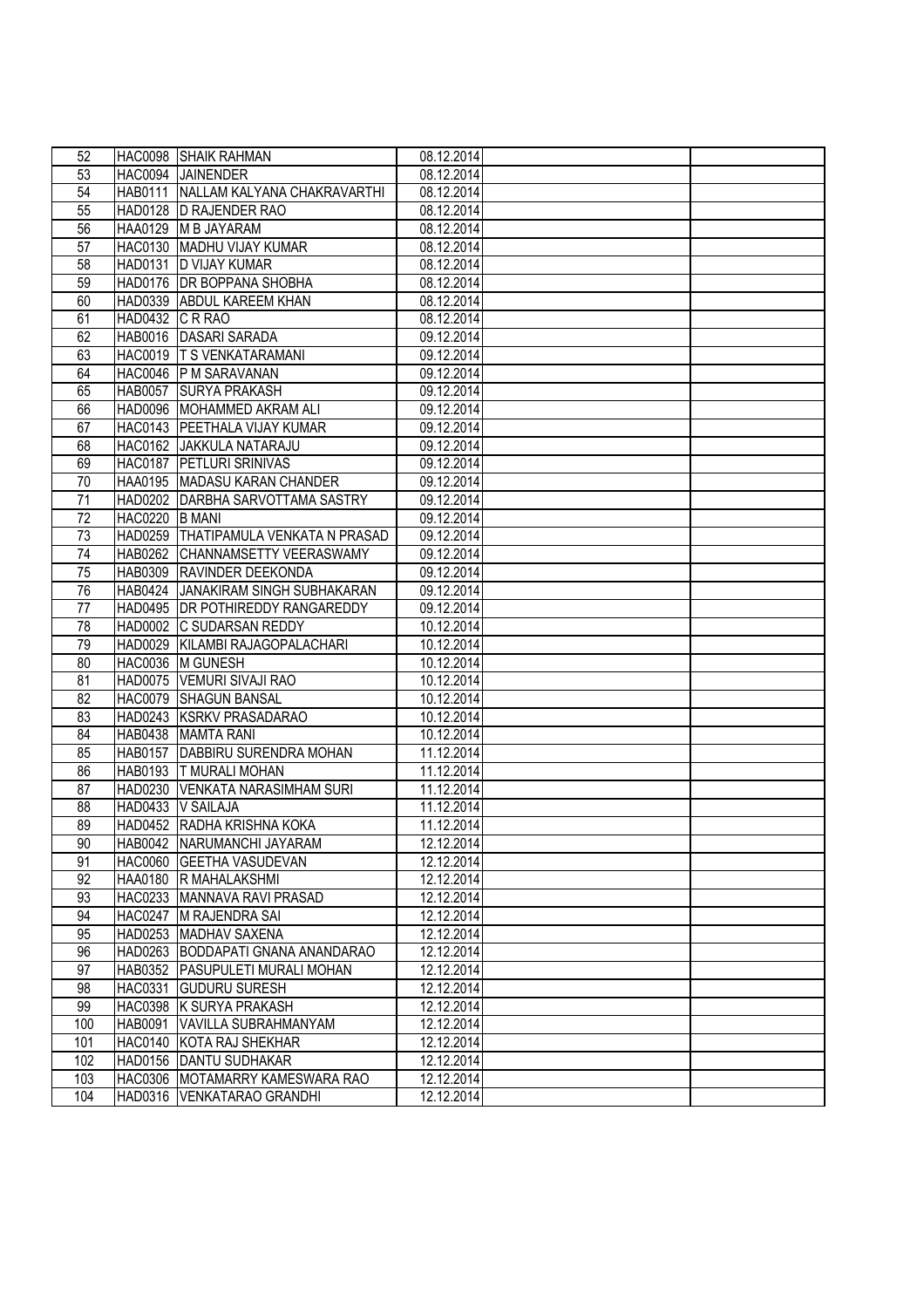| 52 | HAC0098 | SHAIK RAHMAN | 08.12.2014 | | |
|---|---|---|---|---|---|
| 53 | HAC0094 | JAINENDER | 08.12.2014 | | |
| 54 | HAB0111 | NALLAM KALYANA CHAKRAVARTHI | 08.12.2014 | | |
| 55 | HAD0128 | D RAJENDER RAO | 08.12.2014 | | |
| 56 | HAA0129 | M B JAYARAM | 08.12.2014 | | |
| 57 | HAC0130 | MADHU VIJAY KUMAR | 08.12.2014 | | |
| 58 | HAD0131 | D VIJAY KUMAR | 08.12.2014 | | |
| 59 | HAD0176 | DR BOPPANA SHOBHA | 08.12.2014 | | |
| 60 | HAD0339 | ABDUL KAREEM KHAN | 08.12.2014 | | |
| 61 | HAD0432 | C R RAO | 08.12.2014 | | |
| 62 | HAB0016 | DASARI SARADA | 09.12.2014 | | |
| 63 | HAC0019 | T S VENKATARAMANI | 09.12.2014 | | |
| 64 | HAC0046 | P M SARAVANAN | 09.12.2014 | | |
| 65 | HAB0057 | SURYA PRAKASH | 09.12.2014 | | |
| 66 | HAD0096 | MOHAMMED AKRAM ALI | 09.12.2014 | | |
| 67 | HAC0143 | PEETHALA VIJAY KUMAR | 09.12.2014 | | |
| 68 | HAC0162 | JAKKULA NATARAJU | 09.12.2014 | | |
| 69 | HAC0187 | PETLURI SRINIVAS | 09.12.2014 | | |
| 70 | HAA0195 | MADASU KARAN CHANDER | 09.12.2014 | | |
| 71 | HAD0202 | DARBHA SARVOTTAMA SASTRY | 09.12.2014 | | |
| 72 | HAC0220 | B MANI | 09.12.2014 | | |
| 73 | HAD0259 | THATIPAMULA VENKATA N PRASAD | 09.12.2014 | | |
| 74 | HAB0262 | CHANNAMSETTY VEERASWAMY | 09.12.2014 | | |
| 75 | HAB0309 | RAVINDER DEEKONDA | 09.12.2014 | | |
| 76 | HAB0424 | JANAKIRAM SINGH SUBHAKARAN | 09.12.2014 | | |
| 77 | HAD0495 | DR POTHIREDDY RANGAREDDY | 09.12.2014 | | |
| 78 | HAD0002 | C SUDARSAN REDDY | 10.12.2014 | | |
| 79 | HAD0029 | KILAMBI RAJAGOPALACHARI | 10.12.2014 | | |
| 80 | HAC0036 | M GUNESH | 10.12.2014 | | |
| 81 | HAD0075 | VEMURI SIVAJI RAO | 10.12.2014 | | |
| 82 | HAC0079 | SHAGUN BANSAL | 10.12.2014 | | |
| 83 | HAD0243 | KSRKV PRASADARAO | 10.12.2014 | | |
| 84 | HAB0438 | MAMTA RANI | 10.12.2014 | | |
| 85 | HAB0157 | DABBIRU SURENDRA MOHAN | 11.12.2014 | | |
| 86 | HAB0193 | T MURALI MOHAN | 11.12.2014 | | |
| 87 | HAD0230 | VENKATA NARASIMHAM SURI | 11.12.2014 | | |
| 88 | HAD0433 | V SAILAJA | 11.12.2014 | | |
| 89 | HAD0452 | RADHA KRISHNA KOKA | 11.12.2014 | | |
| 90 | HAB0042 | NARUMANCHI JAYARAM | 12.12.2014 | | |
| 91 | HAC0060 | GEETHA VASUDEVAN | 12.12.2014 | | |
| 92 | HAA0180 | R MAHALAKSHMI | 12.12.2014 | | |
| 93 | HAC0233 | MANNAVA RAVI PRASAD | 12.12.2014 | | |
| 94 | HAC0247 | M RAJENDRA SAI | 12.12.2014 | | |
| 95 | HAD0253 | MADHAV SAXENA | 12.12.2014 | | |
| 96 | HAD0263 | BODDAPATI GNANA ANANDARAO | 12.12.2014 | | |
| 97 | HAB0352 | PASUPULETI MURALI MOHAN | 12.12.2014 | | |
| 98 | HAC0331 | GUDURU SURESH | 12.12.2014 | | |
| 99 | HAC0398 | K SURYA PRAKASH | 12.12.2014 | | |
| 100 | HAB0091 | VAVILLA SUBRAHMANYAM | 12.12.2014 | | |
| 101 | HAC0140 | KOTA RAJ SHEKHAR | 12.12.2014 | | |
| 102 | HAD0156 | DANTU SUDHAKAR | 12.12.2014 | | |
| 103 | HAC0306 | MOTAMARRY KAMESWARA RAO | 12.12.2014 | | |
| 104 | HAD0316 | VENKATARAO GRANDHI | 12.12.2014 | | |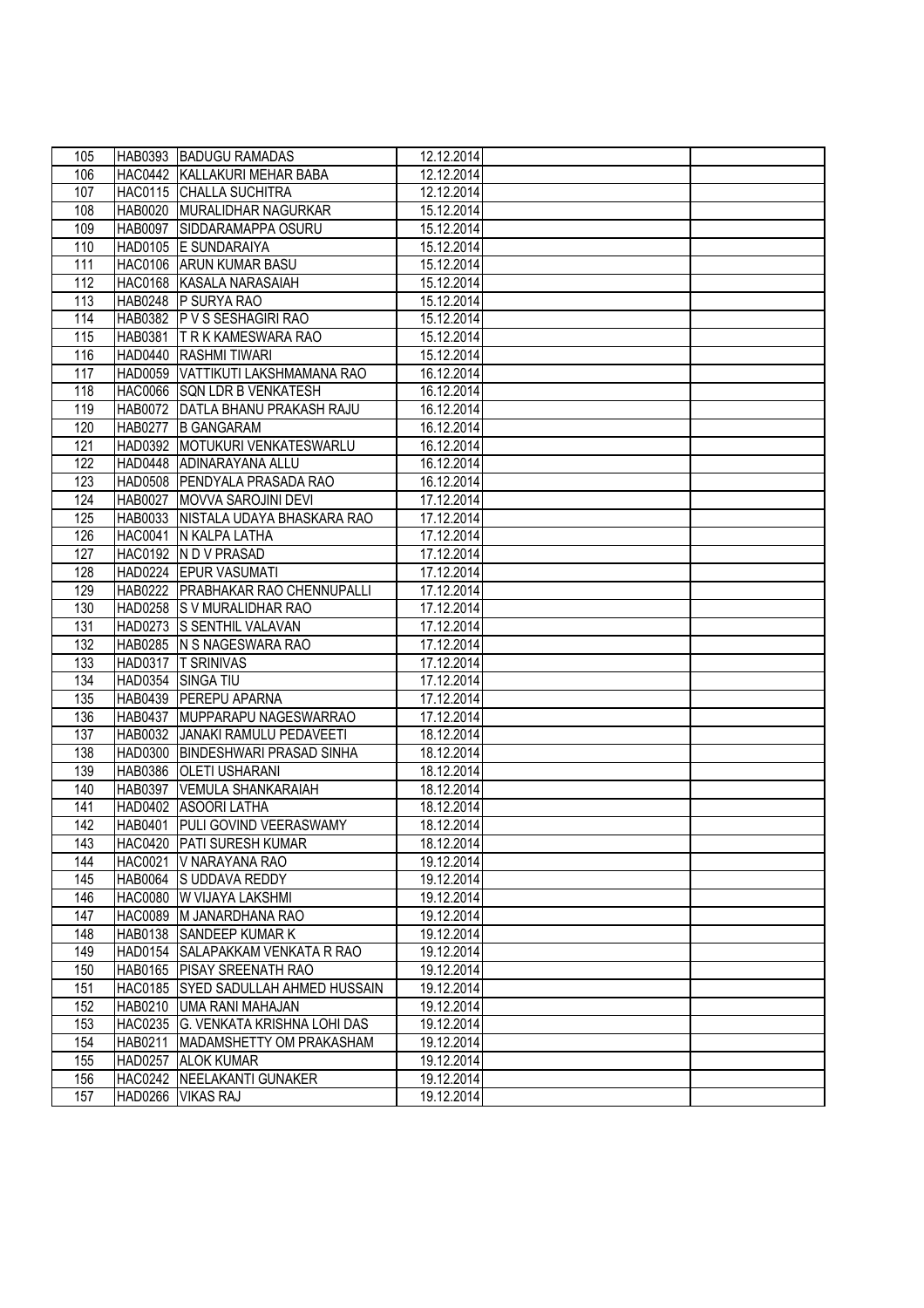| 105 | HAB0393 | BADUGU RAMADAS | 12.12.2014 | | |
|---|---|---|---|---|---|
| 106 | HAC0442 | KALLAKURI MEHAR BABA | 12.12.2014 | | |
| 107 | HAC0115 | CHALLA SUCHITRA | 12.12.2014 | | |
| 108 | HAB0020 | MURALIDHAR NAGURKAR | 15.12.2014 | | |
| 109 | HAB0097 | SIDDARAMAPPA OSURU | 15.12.2014 | | |
| 110 | HAD0105 | E SUNDARAIYA | 15.12.2014 | | |
| 111 | HAC0106 | ARUN KUMAR BASU | 15.12.2014 | | |
| 112 | HAC0168 | KASALA NARASAIAH | 15.12.2014 | | |
| 113 | HAB0248 | P SURYA RAO | 15.12.2014 | | |
| 114 | HAB0382 | P V S SESHAGIRI RAO | 15.12.2014 | | |
| 115 | HAB0381 | T R K KAMESWARA RAO | 15.12.2014 | | |
| 116 | HAD0440 | RASHMI TIWARI | 15.12.2014 | | |
| 117 | HAD0059 | VATTIKUTI LAKSHMAMANA RAO | 16.12.2014 | | |
| 118 | HAC0066 | SQN LDR B VENKATESH | 16.12.2014 | | |
| 119 | HAB0072 | DATLA BHANU PRAKASH RAJU | 16.12.2014 | | |
| 120 | HAB0277 | B GANGARAM | 16.12.2014 | | |
| 121 | HAD0392 | MOTUKURI VENKATESWARLU | 16.12.2014 | | |
| 122 | HAD0448 | ADINARAYANA ALLU | 16.12.2014 | | |
| 123 | HAD0508 | PENDYALA PRASADA RAO | 16.12.2014 | | |
| 124 | HAB0027 | MOVVA SAROJINI DEVI | 17.12.2014 | | |
| 125 | HAB0033 | NISTALA UDAYA BHASKARA RAO | 17.12.2014 | | |
| 126 | HAC0041 | N KALPA LATHA | 17.12.2014 | | |
| 127 | HAC0192 | N D V PRASAD | 17.12.2014 | | |
| 128 | HAD0224 | EPUR VASUMATI | 17.12.2014 | | |
| 129 | HAB0222 | PRABHAKAR RAO CHENNUPALLI | 17.12.2014 | | |
| 130 | HAD0258 | S V MURALIDHAR RAO | 17.12.2014 | | |
| 131 | HAD0273 | S SENTHIL VALAVAN | 17.12.2014 | | |
| 132 | HAB0285 | N S NAGESWARA RAO | 17.12.2014 | | |
| 133 | HAD0317 | T SRINIVAS | 17.12.2014 | | |
| 134 | HAD0354 | SINGA TIU | 17.12.2014 | | |
| 135 | HAB0439 | PEREPU APARNA | 17.12.2014 | | |
| 136 | HAB0437 | MUPPARAPU NAGESWARRAO | 17.12.2014 | | |
| 137 | HAB0032 | JANAKI RAMULU PEDAVEETI | 18.12.2014 | | |
| 138 | HAD0300 | BINDESHWARI PRASAD SINHA | 18.12.2014 | | |
| 139 | HAB0386 | OLETI USHARANI | 18.12.2014 | | |
| 140 | HAB0397 | VEMULA SHANKARAIAH | 18.12.2014 | | |
| 141 | HAD0402 | ASOORI LATHA | 18.12.2014 | | |
| 142 | HAB0401 | PULI GOVIND VEERASWAMY | 18.12.2014 | | |
| 143 | HAC0420 | PATI SURESH KUMAR | 18.12.2014 | | |
| 144 | HAC0021 | V NARAYANA RAO | 19.12.2014 | | |
| 145 | HAB0064 | S UDDAVA REDDY | 19.12.2014 | | |
| 146 | HAC0080 | W VIJAYA LAKSHMI | 19.12.2014 | | |
| 147 | HAC0089 | M JANARDHANA RAO | 19.12.2014 | | |
| 148 | HAB0138 | SANDEEP KUMAR K | 19.12.2014 | | |
| 149 | HAD0154 | SALAPAKKAM VENKATA R RAO | 19.12.2014 | | |
| 150 | HAB0165 | PISAY SREENATH RAO | 19.12.2014 | | |
| 151 | HAC0185 | SYED SADULLAH AHMED HUSSAIN | 19.12.2014 | | |
| 152 | HAB0210 | UMA RANI MAHAJAN | 19.12.2014 | | |
| 153 | HAC0235 | G. VENKATA KRISHNA LOHI DAS | 19.12.2014 | | |
| 154 | HAB0211 | MADAMSHETTY OM PRAKASHAM | 19.12.2014 | | |
| 155 | HAD0257 | ALOK KUMAR | 19.12.2014 | | |
| 156 | HAC0242 | NEELAKANTI GUNAKER | 19.12.2014 | | |
| 157 | HAD0266 | VIKAS RAJ | 19.12.2014 | | |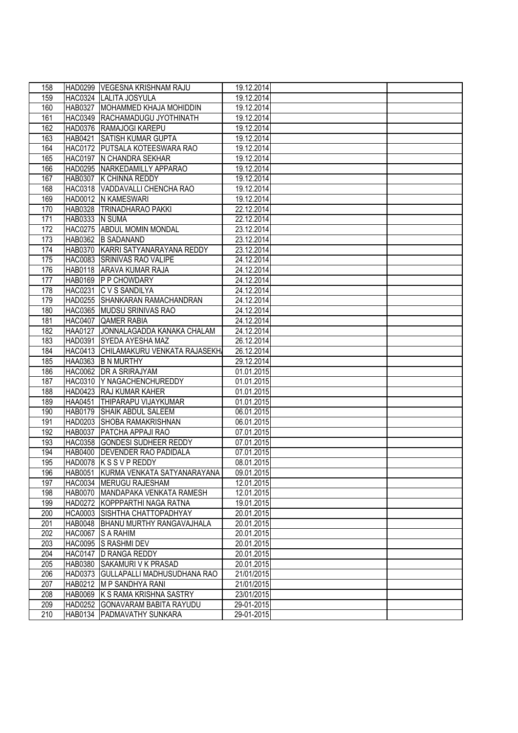| | | | | | |
|---|---|---|---|---|---|
| 158 | HAD0299 | VEGESNA KRISHNAM RAJU | 19.12.2014 | | |
| 159 | HAC0324 | LALITA JOSYULA | 19.12.2014 | | |
| 160 | HAB0327 | MOHAMMED KHAJA MOHIDDIN | 19.12.2014 | | |
| 161 | HAC0349 | RACHAMADUGU JYOTHINATH | 19.12.2014 | | |
| 162 | HAD0376 | RAMAJOGI KAREPU | 19.12.2014 | | |
| 163 | HAB0421 | SATISH KUMAR GUPTA | 19.12.2014 | | |
| 164 | HAC0172 | PUTSALA KOTEESWARA RAO | 19.12.2014 | | |
| 165 | HAC0197 | N CHANDRA SEKHAR | 19.12.2014 | | |
| 166 | HAD0295 | NARKEDAMILLY APPARAO | 19.12.2014 | | |
| 167 | HAB0307 | K CHINNA REDDY | 19.12.2014 | | |
| 168 | HAC0318 | VADDAVALLI CHENCHA RAO | 19.12.2014 | | |
| 169 | HAD0012 | N KAMESWARI | 19.12.2014 | | |
| 170 | HAB0328 | TRINADHARAO PAKKI | 22.12.2014 | | |
| 171 | HAB0333 | N SUMA | 22.12.2014 | | |
| 172 | HAC0275 | ABDUL MOMIN MONDAL | 23.12.2014 | | |
| 173 | HAB0362 | B SADANAND | 23.12.2014 | | |
| 174 | HAB0370 | KARRI SATYANARAYANA REDDY | 23.12.2014 | | |
| 175 | HAC0083 | SRINIVAS RAO VALIPE | 24.12.2014 | | |
| 176 | HAB0118 | ARAVA KUMAR RAJA | 24.12.2014 | | |
| 177 | HAB0169 | P P CHOWDARY | 24.12.2014 | | |
| 178 | HAC0231 | C V S SANDILYA | 24.12.2014 | | |
| 179 | HAD0255 | SHANKARAN RAMACHANDRAN | 24.12.2014 | | |
| 180 | HAC0365 | MUDSU SRINIVAS RAO | 24.12.2014 | | |
| 181 | HAC0407 | QAMER RABIA | 24.12.2014 | | |
| 182 | HAA0127 | JONNALAGADDA KANAKA CHALAM | 24.12.2014 | | |
| 183 | HAD0391 | SYEDA AYESHA MAZ | 26.12.2014 | | |
| 184 | HAC0413 | CHILAMAKURU VENKATA RAJASEKH | 26.12.2014 | | |
| 185 | HAA0363 | B N MURTHY | 29.12.2014 | | |
| 186 | HAC0062 | DR A SRIRAJYAM | 01.01.2015 | | |
| 187 | HAC0310 | Y NAGACHENCHUREDDY | 01.01.2015 | | |
| 188 | HAD0423 | RAJ KUMAR KAHER | 01.01.2015 | | |
| 189 | HAA0451 | THIPARAPU VIJAYKUMAR | 01.01.2015 | | |
| 190 | HAB0179 | SHAIK ABDUL SALEEM | 06.01.2015 | | |
| 191 | HAD0203 | SHOBA RAMAKRISHNAN | 06.01.2015 | | |
| 192 | HAB0037 | PATCHA APPAJI RAO | 07.01.2015 | | |
| 193 | HAC0358 | GONDESI SUDHEER REDDY | 07.01.2015 | | |
| 194 | HAB0400 | DEVENDER RAO PADIDALA | 07.01.2015 | | |
| 195 | HAD0078 | K S S V P REDDY | 08.01.2015 | | |
| 196 | HAB0051 | KURMA VENKATA SATYANARAYANA | 09.01.2015 | | |
| 197 | HAC0034 | MERUGU RAJESHAM | 12.01.2015 | | |
| 198 | HAB0070 | MANDAPAKA VENKATA RAMESH | 12.01.2015 | | |
| 199 | HAD0272 | KOPPPARTHI NAGA RATNA | 19.01.2015 | | |
| 200 | HCA0003 | SISHTHA CHATTOPADHYAY | 20.01.2015 | | |
| 201 | HAB0048 | BHANU MURTHY RANGAVAJHALA | 20.01.2015 | | |
| 202 | HAC0067 | S A RAHIM | 20.01.2015 | | |
| 203 | HAC0095 | S RASHMI DEV | 20.01.2015 | | |
| 204 | HAC0147 | D RANGA REDDY | 20.01.2015 | | |
| 205 | HAB0380 | SAKAMURI V K PRASAD | 20.01.2015 | | |
| 206 | HAD0373 | GULLAPALLI MADHUSUDHANA RAO | 21/01/2015 | | |
| 207 | HAB0212 | M P SANDHYA RANI | 21/01/2015 | | |
| 208 | HAB0069 | K S RAMA KRISHNA SASTRY | 23/01/2015 | | |
| 209 | HAD0252 | GONAVARAM BABITA RAYUDU | 29-01-2015 | | |
| 210 | HAB0134 | PADMAVATHY SUNKARA | 29-01-2015 | | |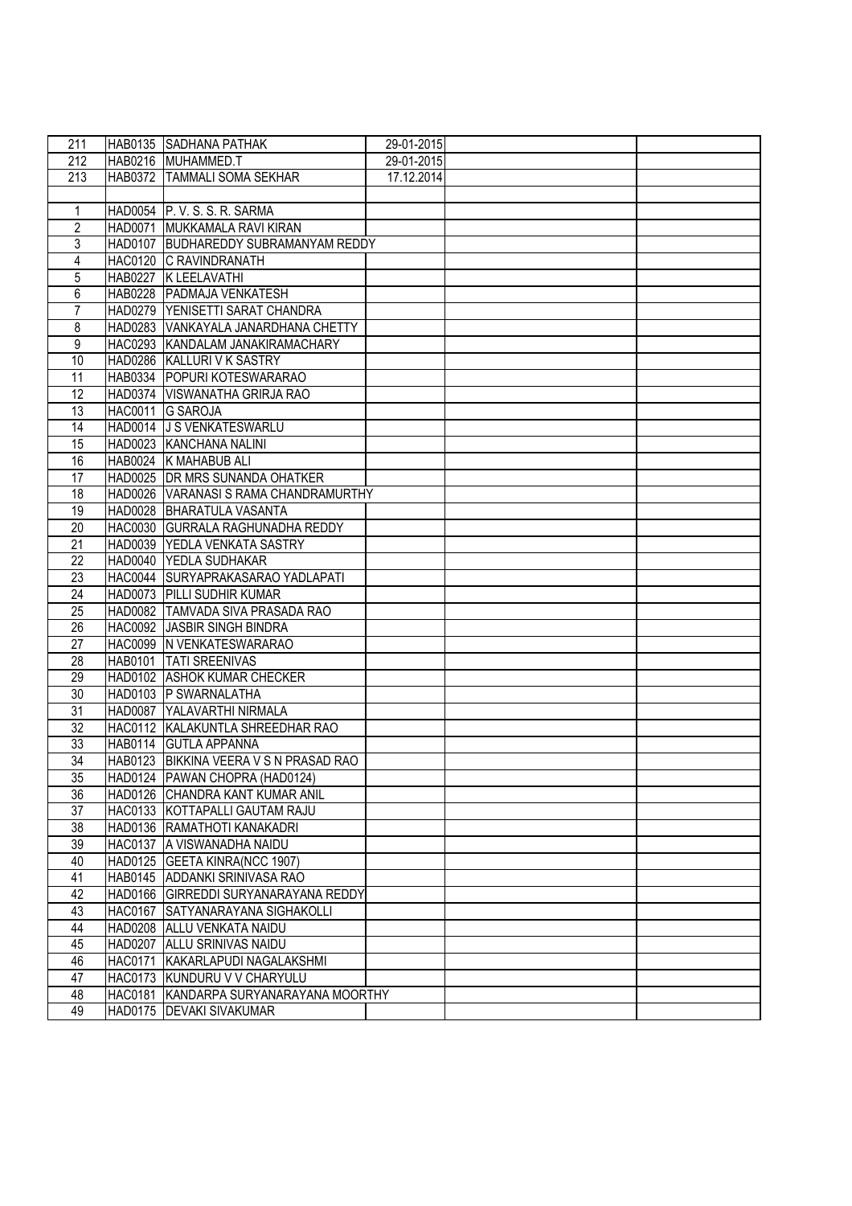| 211 | HAB0135 | SADHANA PATHAK | 29-01-2015 | | |
|---|---|---|---|---|---|
| 212 | HAB0216 | MUHAMMED.T | 29-01-2015 | | |
| 213 | HAB0372 | TAMMALI SOMA SEKHAR | 17.12.2014 | | |
| | | | | | |
| 1 | HAD0054 | P. V. S. S. R. SARMA | | | |
| 2 | HAD0071 | MUKKAMALA RAVI KIRAN | | | |
| 3 | HAD0107 | BUDHAREDDY SUBRAMANYAM REDDY | | | |
| 4 | HAC0120 | C RAVINDRANATH | | | |
| 5 | HAB0227 | K LEELAVATHI | | | |
| 6 | HAB0228 | PADMAJA VENKATESH | | | |
| 7 | HAD0279 | YENISETTI SARAT CHANDRA | | | |
| 8 | HAD0283 | VANKAYALA JANARDHANA CHETTY | | | |
| 9 | HAC0293 | KANDALAM JANAKIRAMACHARY | | | |
| 10 | HAD0286 | KALLURI V K SASTRY | | | |
| 11 | HAB0334 | POPURI KOTESWARARAO | | | |
| 12 | HAD0374 | VISWANATHA GRIRJA RAO | | | |
| 13 | HAC0011 | G SAROJA | | | |
| 14 | HAD0014 | J S VENKATESWARLU | | | |
| 15 | HAD0023 | KANCHANA NALINI | | | |
| 16 | HAB0024 | K MAHABUB ALI | | | |
| 17 | HAD0025 | DR MRS SUNANDA OHATKER | | | |
| 18 | HAD0026 | VARANASI S RAMA CHANDRAMURTHY | | | |
| 19 | HAD0028 | BHARATULA VASANTA | | | |
| 20 | HAC0030 | GURRALA RAGHUNADHA REDDY | | | |
| 21 | HAD0039 | YEDLA VENKATA SASTRY | | | |
| 22 | HAD0040 | YEDLA SUDHAKAR | | | |
| 23 | HAC0044 | SURYAPRAKASARAO YADLAPATI | | | |
| 24 | HAD0073 | PILLI SUDHIR KUMAR | | | |
| 25 | HAD0082 | TAMVADA SIVA PRASADA RAO | | | |
| 26 | HAC0092 | JASBIR SINGH BINDRA | | | |
| 27 | HAC0099 | N VENKATESWARARAO | | | |
| 28 | HAB0101 | TATI SREENIVAS | | | |
| 29 | HAD0102 | ASHOK KUMAR CHECKER | | | |
| 30 | HAD0103 | P SWARNALATHA | | | |
| 31 | HAD0087 | YALAVARTHI NIRMALA | | | |
| 32 | HAC0112 | KALAKUNTLA SHREEDHAR RAO | | | |
| 33 | HAB0114 | GUTLA APPANNA | | | |
| 34 | HAB0123 | BIKKINA VEERA V S N PRASAD RAO | | | |
| 35 | HAD0124 | PAWAN CHOPRA (HAD0124) | | | |
| 36 | HAD0126 | CHANDRA KANT KUMAR ANIL | | | |
| 37 | HAC0133 | KOTTAPALLI GAUTAM RAJU | | | |
| 38 | HAD0136 | RAMATHOTI KANAKADRI | | | |
| 39 | HAC0137 | A VISWANADHA NAIDU | | | |
| 40 | HAD0125 | GEETA KINRA(NCC 1907) | | | |
| 41 | HAB0145 | ADDANKI SRINIVASA RAO | | | |
| 42 | HAD0166 | GIRREDDI SURYANARAYANA REDDY | | | |
| 43 | HAC0167 | SATYANARAYANA SIGHAKOLLI | | | |
| 44 | HAD0208 | ALLU VENKATA NAIDU | | | |
| 45 | HAD0207 | ALLU SRINIVAS NAIDU | | | |
| 46 | HAC0171 | KAKARLAPUDI NAGALAKSHMI | | | |
| 47 | HAC0173 | KUNDURU V V CHARYULU | | | |
| 48 | HAC0181 | KANDARPA SURYANARAYANA MOORTHY | | | |
| 49 | HAD0175 | DEVAKI SIVAKUMAR | | | |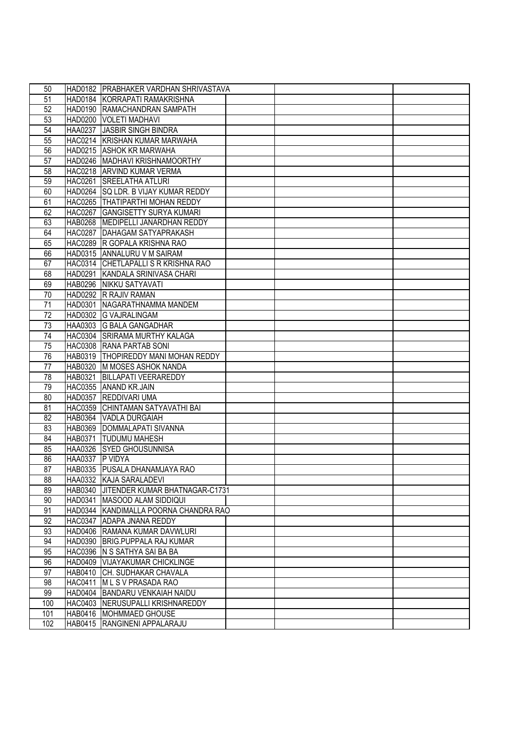| | | | | | |
|---|---|---|---|---|---|
| 50 | HAD0182 | PRABHAKER VARDHAN SHRIVASTAVA | | | |
| 51 | HAD0184 | KORRAPATI RAMAKRISHNA | | | |
| 52 | HAD0190 | RAMACHANDRAN SAMPATH | | | |
| 53 | HAD0200 | VOLETI MADHAVI | | | |
| 54 | HAA0237 | JASBIR SINGH BINDRA | | | |
| 55 | HAC0214 | KRISHAN KUMAR MARWAHA | | | |
| 56 | HAD0215 | ASHOK KR MARWAHA | | | |
| 57 | HAD0246 | MADHAVI KRISHNAMOORTHY | | | |
| 58 | HAC0218 | ARVIND KUMAR VERMA | | | |
| 59 | HAC0261 | SREELATHA ATLURI | | | |
| 60 | HAD0264 | SQ LDR. B VIJAY KUMAR REDDY | | | |
| 61 | HAC0265 | THATIPARTHI MOHAN REDDY | | | |
| 62 | HAC0267 | GANGISETTY SURYA KUMARI | | | |
| 63 | HAB0268 | MEDIPELLI JANARDHAN REDDY | | | |
| 64 | HAC0287 | DAHAGAM SATYAPRAKASH | | | |
| 65 | HAC0289 | R GOPALA KRISHNA RAO | | | |
| 66 | HAD0315 | ANNALURU V M SAIRAM | | | |
| 67 | HAC0314 | CHETLAPALLI S R KRISHNA RAO | | | |
| 68 | HAD0291 | KANDALA SRINIVASA CHARI | | | |
| 69 | HAB0296 | NIKKU SATYAVATI | | | |
| 70 | HAD0292 | R RAJIV RAMAN | | | |
| 71 | HAD0301 | NAGARATHNAMMA MANDEM | | | |
| 72 | HAD0302 | G VAJRALINGAM | | | |
| 73 | HAA0303 | G BALA GANGADHAR | | | |
| 74 | HAC0304 | SRIRAMA MURTHY KALAGA | | | |
| 75 | HAC0308 | RANA PARTAB SONI | | | |
| 76 | HAB0319 | THOPIREDDY MANI MOHAN REDDY | | | |
| 77 | HAB0320 | M MOSES ASHOK NANDA | | | |
| 78 | HAB0321 | BILLAPATI VEERAREDDY | | | |
| 79 | HAC0355 | ANAND KR.JAIN | | | |
| 80 | HAD0357 | REDDIVARI UMA | | | |
| 81 | HAC0359 | CHINTAMAN SATYAVATHI BAI | | | |
| 82 | HAB0364 | VADLA DURGAIAH | | | |
| 83 | HAB0369 | DOMMALAPATI SIVANNA | | | |
| 84 | HAB0371 | TUDUMU MAHESH | | | |
| 85 | HAA0326 | SYED GHOUSUNNISA | | | |
| 86 | HAA0337 | P VIDYA | | | |
| 87 | HAB0335 | PUSALA DHANAMJAYA RAO | | | |
| 88 | HAA0332 | KAJA SARALADEVI | | | |
| 89 | HAB0340 | JITENDER KUMAR BHATNAGAR-C1731 | | | |
| 90 | HAD0341 | MASOOD ALAM SIDDIQUI | | | |
| 91 | HAD0344 | KANDIMALLA POORNA CHANDRA RAO | | | |
| 92 | HAC0347 | ADAPA JNANA REDDY | | | |
| 93 | HAD0406 | RAMANA KUMAR DAVWLURI | | | |
| 94 | HAD0390 | BRIG.PUPPALA RAJ KUMAR | | | |
| 95 | HAC0396 | N S SATHYA SAI BA BA | | | |
| 96 | HAD0409 | VIJAYAKUMAR CHICKLINGE | | | |
| 97 | HAB0410 | CH. SUDHAKAR CHAVALA | | | |
| 98 | HAC0411 | M L S V PRASADA RAO | | | |
| 99 | HAD0404 | BANDARU VENKAIAH NAIDU | | | |
| 100 | HAC0403 | NERUSUPALLI KRISHNAREDDY | | | |
| 101 | HAB0416 | MOHMMAED GHOUSE | | | |
| 102 | HAB0415 | RANGINENI APPALARAJU | | | |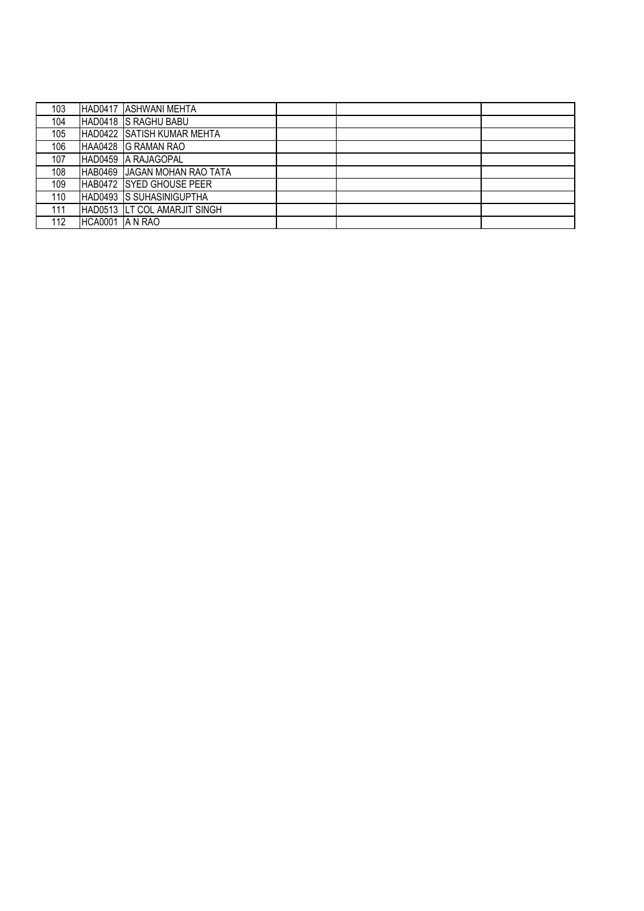| | | | | | |
|---|---|---|---|---|---|
| 103 | HAD0417 | ASHWANI MEHTA | | | |
| 104 | HAD0418 | S RAGHU BABU | | | |
| 105 | HAD0422 | SATISH KUMAR MEHTA | | | |
| 106 | HAA0428 | G RAMAN RAO | | | |
| 107 | HAD0459 | A RAJAGOPAL | | | |
| 108 | HAB0469 | JAGAN MOHAN RAO TATA | | | |
| 109 | HAB0472 | SYED GHOUSE PEER | | | |
| 110 | HAD0493 | S SUHASINIGUPTHA | | | |
| 111 | HAD0513 | LT COL AMARJIT SINGH | | | |
| 112 | HCA0001 | A N RAO | | | |